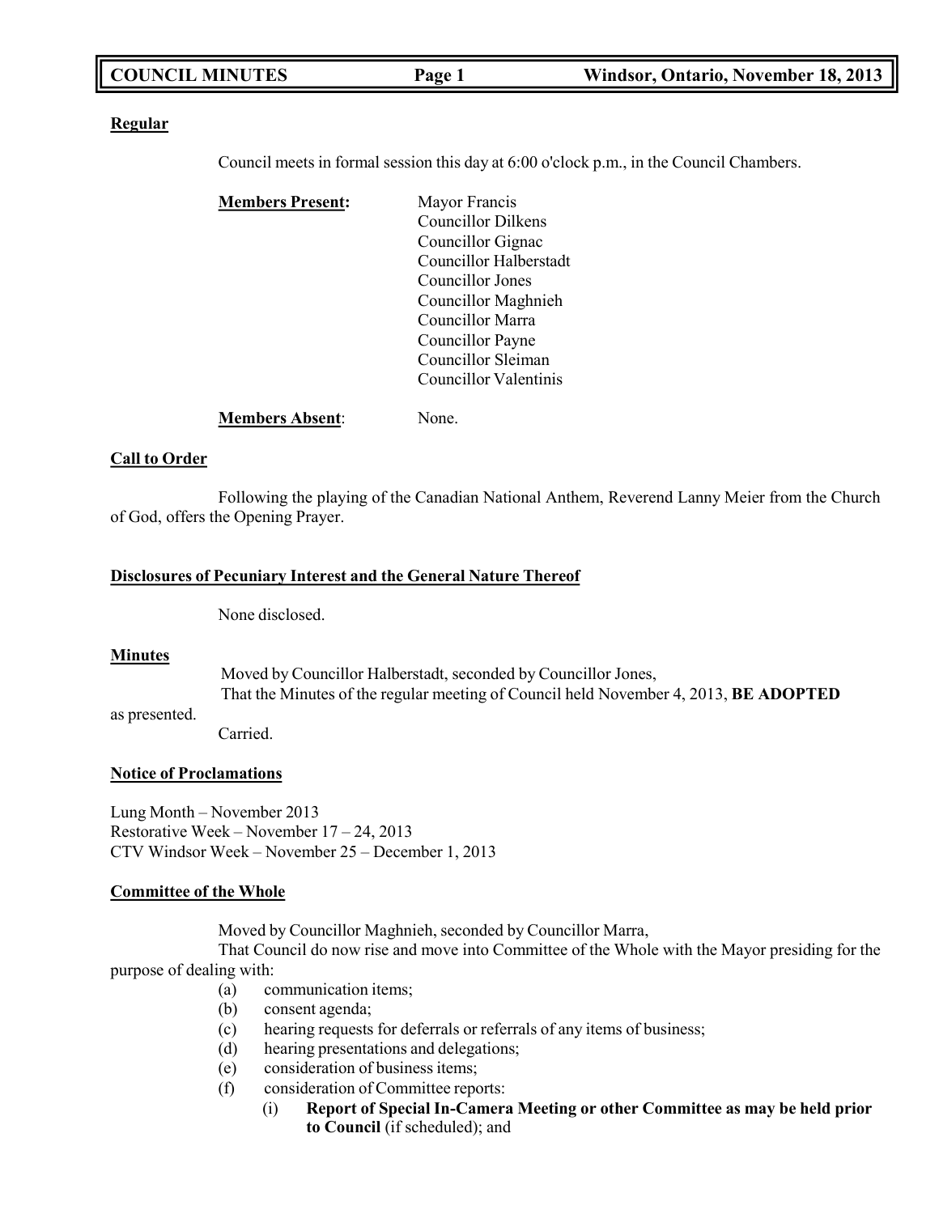**COUNCIL MINUTES** **Windsor, Ontario, November 18, 2013**

**Regular**

Council meets in formal session this day at 6:00 o'clock p.m., in the Council Chambers.

**Members Present:**

Mayor Francis
Councillor Dilkens
Councillor Gignac
Councillor Halberstadt
Councillor Jones
Councillor Maghnieh
Councillor Marra
Councillor Payne
Councillor Sleiman
Councillor Valentinis

**Members Absent**: None.

**Call to Order**

Following the playing of the Canadian National Anthem, Reverend Lanny Meier from the Church of God, offers the Opening Prayer.

**Disclosures of Pecuniary Interest and the General Nature Thereof**

None disclosed.

**Minutes**

Moved by Councillor Halberstadt, seconded by Councillor Jones,
That the Minutes of the regular meeting of Council held November 4, 2013, **BE ADOPTED** as presented.
Carried.

**Notice of Proclamations**

Lung Month – November 2013
Restorative Week – November 17 – 24, 2013
CTV Windsor Week – November 25 – December 1, 2013

**Committee of the Whole**

Moved by Councillor Maghnieh, seconded by Councillor Marra,
That Council do now rise and move into Committee of the Whole with the Mayor presiding for the purpose of dealing with:

(a) communication items;
(b) consent agenda;
(c) hearing requests for deferrals or referrals of any items of business;
(d) hearing presentations and delegations;
(e) consideration of business items;
(f) consideration of Committee reports:
  (i) **Report of Special In-Camera Meeting or other Committee as may be held prior to Council** (if scheduled); and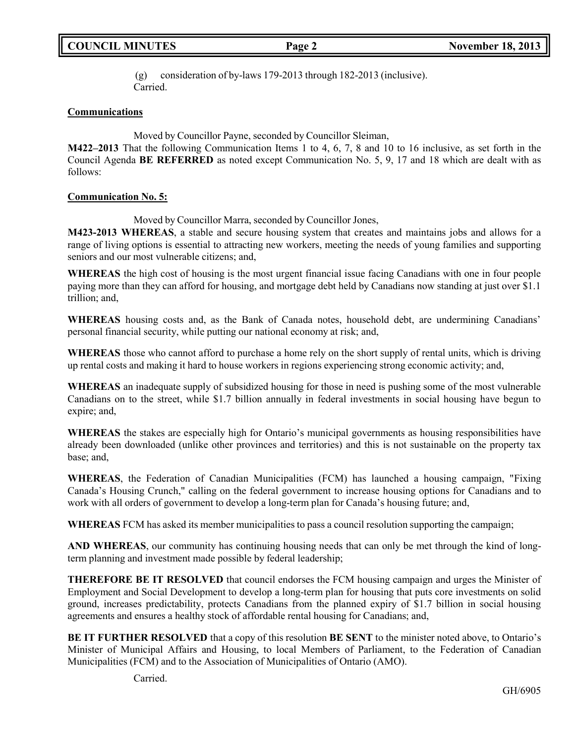(g) consideration of by-laws 179-2013 through 182-2013 (inclusive).
Carried.

**Communications**

Moved by Councillor Payne, seconded by Councillor Sleiman,

**M422–2013** That the following Communication Items 1 to 4, 6, 7, 8 and 10 to 16 inclusive, as set forth in the Council Agenda **BE REFERRED** as noted except Communication No. 5, 9, 17 and 18 which are dealt with as follows:

**Communication No. 5:**

Moved by Councillor Marra, seconded by Councillor Jones,

**M423-2013 WHEREAS**, a stable and secure housing system that creates and maintains jobs and allows for a range of living options is essential to attracting new workers, meeting the needs of young families and supporting seniors and our most vulnerable citizens; and,

**WHEREAS** the high cost of housing is the most urgent financial issue facing Canadians with one in four people paying more than they can afford for housing, and mortgage debt held by Canadians now standing at just over $1.1 trillion; and,

**WHEREAS** housing costs and, as the Bank of Canada notes, household debt, are undermining Canadians' personal financial security, while putting our national economy at risk; and,

**WHEREAS** those who cannot afford to purchase a home rely on the short supply of rental units, which is driving up rental costs and making it hard to house workers in regions experiencing strong economic activity; and,

**WHEREAS** an inadequate supply of subsidized housing for those in need is pushing some of the most vulnerable Canadians on to the street, while $1.7 billion annually in federal investments in social housing have begun to expire; and,

**WHEREAS** the stakes are especially high for Ontario's municipal governments as housing responsibilities have already been downloaded (unlike other provinces and territories) and this is not sustainable on the property tax base; and,

**WHEREAS**, the Federation of Canadian Municipalities (FCM) has launched a housing campaign, "Fixing Canada's Housing Crunch," calling on the federal government to increase housing options for Canadians and to work with all orders of government to develop a long-term plan for Canada's housing future; and,

**WHEREAS** FCM has asked its member municipalities to pass a council resolution supporting the campaign;

**AND WHEREAS**, our community has continuing housing needs that can only be met through the kind of long-term planning and investment made possible by federal leadership;

**THEREFORE BE IT RESOLVED** that council endorses the FCM housing campaign and urges the Minister of Employment and Social Development to develop a long-term plan for housing that puts core investments on solid ground, increases predictability, protects Canadians from the planned expiry of $1.7 billion in social housing agreements and ensures a healthy stock of affordable rental housing for Canadians; and,

**BE IT FURTHER RESOLVED** that a copy of this resolution **BE SENT** to the minister noted above, to Ontario's Minister of Municipal Affairs and Housing, to local Members of Parliament, to the Federation of Canadian Municipalities (FCM) and to the Association of Municipalities of Ontario (AMO).

Carried.

GH/6905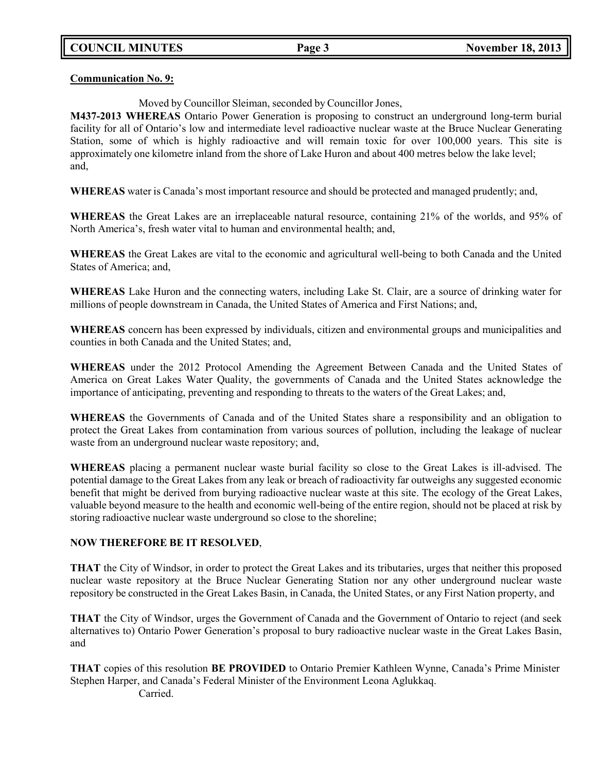**Communication No. 9:**

Moved by Councillor Sleiman, seconded by Councillor Jones,

**M437-2013 WHEREAS** Ontario Power Generation is proposing to construct an underground long-term burial facility for all of Ontario's low and intermediate level radioactive nuclear waste at the Bruce Nuclear Generating Station, some of which is highly radioactive and will remain toxic for over 100,000 years. This site is approximately one kilometre inland from the shore of Lake Huron and about 400 metres below the lake level; and,

**WHEREAS** water is Canada's most important resource and should be protected and managed prudently; and,

**WHEREAS** the Great Lakes are an irreplaceable natural resource, containing 21% of the worlds, and 95% of North America's, fresh water vital to human and environmental health; and,

**WHEREAS** the Great Lakes are vital to the economic and agricultural well-being to both Canada and the United States of America; and,

**WHEREAS** Lake Huron and the connecting waters, including Lake St. Clair, are a source of drinking water for millions of people downstream in Canada, the United States of America and First Nations; and,

**WHEREAS** concern has been expressed by individuals, citizen and environmental groups and municipalities and counties in both Canada and the United States; and,

**WHEREAS** under the 2012 Protocol Amending the Agreement Between Canada and the United States of America on Great Lakes Water Quality, the governments of Canada and the United States acknowledge the importance of anticipating, preventing and responding to threats to the waters of the Great Lakes; and,

**WHEREAS** the Governments of Canada and of the United States share a responsibility and an obligation to protect the Great Lakes from contamination from various sources of pollution, including the leakage of nuclear waste from an underground nuclear waste repository; and,

**WHEREAS** placing a permanent nuclear waste burial facility so close to the Great Lakes is ill-advised. The potential damage to the Great Lakes from any leak or breach of radioactivity far outweighs any suggested economic benefit that might be derived from burying radioactive nuclear waste at this site. The ecology of the Great Lakes, valuable beyond measure to the health and economic well-being of the entire region, should not be placed at risk by storing radioactive nuclear waste underground so close to the shoreline;

**NOW THEREFORE BE IT RESOLVED**,

**THAT** the City of Windsor, in order to protect the Great Lakes and its tributaries, urges that neither this proposed nuclear waste repository at the Bruce Nuclear Generating Station nor any other underground nuclear waste repository be constructed in the Great Lakes Basin, in Canada, the United States, or any First Nation property, and

**THAT** the City of Windsor, urges the Government of Canada and the Government of Ontario to reject (and seek alternatives to) Ontario Power Generation's proposal to bury radioactive nuclear waste in the Great Lakes Basin, and

**THAT** copies of this resolution **BE PROVIDED** to Ontario Premier Kathleen Wynne, Canada's Prime Minister Stephen Harper, and Canada's Federal Minister of the Environment Leona Aglukkaq.

Carried.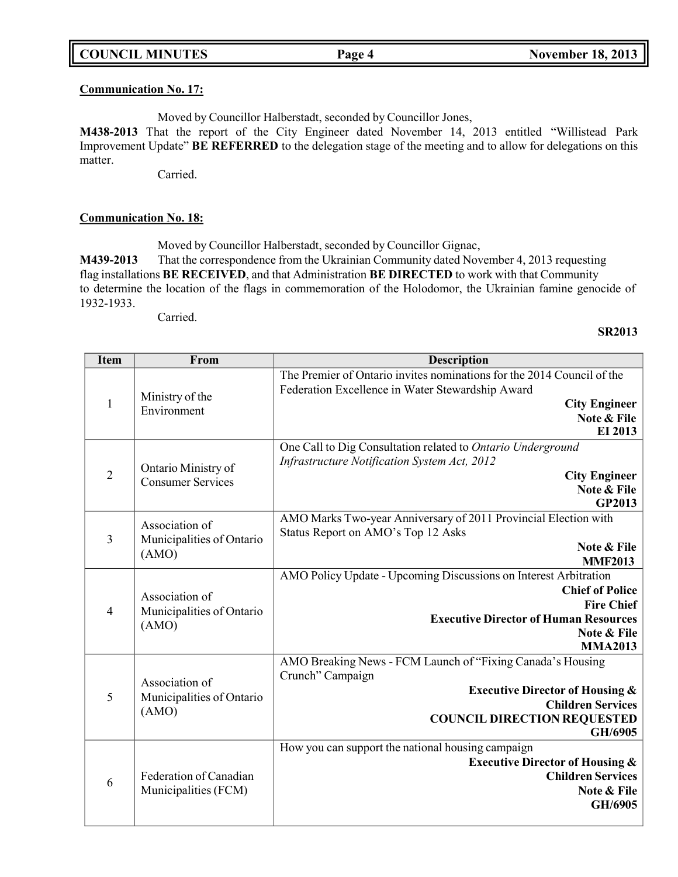**Communication No. 17:**

Moved by Councillor Halberstadt, seconded by Councillor Jones,

**M438-2013** That the report of the City Engineer dated November 14, 2013 entitled "Willistead Park Improvement Update" **BE REFERRED** to the delegation stage of the meeting and to allow for delegations on this matter.

Carried.

**Communication No. 18:**

Moved by Councillor Halberstadt, seconded by Councillor Gignac,

**M439-2013** That the correspondence from the Ukrainian Community dated November 4, 2013 requesting flag installations **BE RECEIVED**, and that Administration **BE DIRECTED** to work with that Community to determine the location of the flags in commemoration of the Holodomor, the Ukrainian famine genocide of 1932-1933.

Carried.

**SR2013**

| Item | From | Description |
|---|---|---|
| 1 | Ministry of the Environment | The Premier of Ontario invites nominations for the 2014 Council of the Federation Excellence in Water Stewardship Award<br>**City Engineer**<br>**Note & File**<br>**EI 2013** |
| 2 | Ontario Ministry of Consumer Services | One Call to Dig Consultation related to *Ontario Underground Infrastructure Notification System Act, 2012*<br>**City Engineer**<br>**Note & File**<br>**GP2013** |
| 3 | Association of Municipalities of Ontario (AMO) | AMO Marks Two-year Anniversary of 2011 Provincial Election with Status Report on AMO's Top 12 Asks<br>**Note & File**<br>**MMF2013** |
| 4 | Association of Municipalities of Ontario (AMO) | AMO Policy Update - Upcoming Discussions on Interest Arbitration<br>**Chief of Police**<br>**Fire Chief**<br>**Executive Director of Human Resources**<br>**Note & File**<br>**MMA2013** |
| 5 | Association of Municipalities of Ontario (AMO) | AMO Breaking News - FCM Launch of "Fixing Canada's Housing Crunch" Campaign<br>**Executive Director of Housing & Children Services**<br>**COUNCIL DIRECTION REQUESTED**<br>**GH/6905** |
| 6 | Federation of Canadian Municipalities (FCM) | How you can support the national housing campaign<br>**Executive Director of Housing & Children Services**<br>**Note & File**<br>**GH/6905** |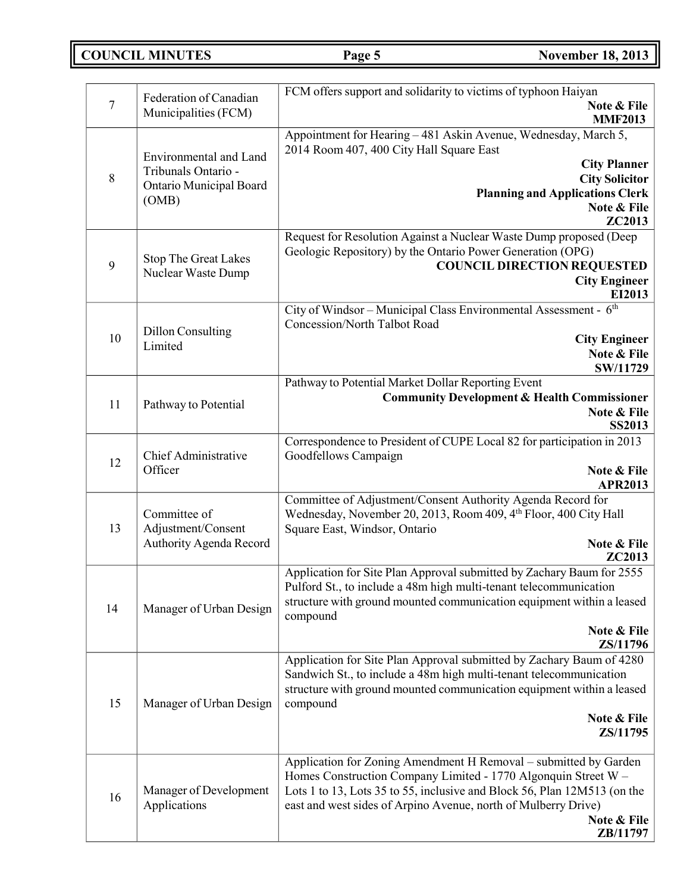| | | |
|---|---|---|
| 7 | Federation of Canadian Municipalities (FCM) | FCM offers support and solidarity to victims of typhoon Haiyan<br>**Note & File**<br>**MMF2013** |
| 8 | Environmental and Land Tribunals Ontario - Ontario Municipal Board (OMB) | Appointment for Hearing – 481 Askin Avenue, Wednesday, March 5, 2014 Room 407, 400 City Hall Square East<br>**City Planner**<br>**City Solicitor**<br>**Planning and Applications Clerk**<br>**Note & File**<br>**ZC2013** |
| 9 | Stop The Great Lakes Nuclear Waste Dump | Request for Resolution Against a Nuclear Waste Dump proposed (Deep Geologic Repository) by the Ontario Power Generation (OPG)<br>**COUNCIL DIRECTION REQUESTED**<br>**City Engineer**<br>**EI2013** |
| 10 | Dillon Consulting Limited | City of Windsor – Municipal Class Environmental Assessment - 6th Concession/North Talbot Road<br>**City Engineer**<br>**Note & File**<br>**SW/11729** |
| 11 | Pathway to Potential | Pathway to Potential Market Dollar Reporting Event<br>**Community Development & Health Commissioner**<br>**Note & File**<br>**SS2013** |
| 12 | Chief Administrative Officer | Correspondence to President of CUPE Local 82 for participation in 2013 Goodfellows Campaign<br>**Note & File**<br>**APR2013** |
| 13 | Committee of Adjustment/Consent Authority Agenda Record | Committee of Adjustment/Consent Authority Agenda Record for Wednesday, November 20, 2013, Room 409, 4th Floor, 400 City Hall Square East, Windsor, Ontario<br>**Note & File**<br>**ZC2013** |
| 14 | Manager of Urban Design | Application for Site Plan Approval submitted by Zachary Baum for 2555 Pulford St., to include a 48m high multi-tenant telecommunication structure with ground mounted communication equipment within a leased compound<br>**Note & File**<br>**ZS/11796** |
| 15 | Manager of Urban Design | Application for Site Plan Approval submitted by Zachary Baum of 4280 Sandwich St., to include a 48m high multi-tenant telecommunication structure with ground mounted communication equipment within a leased compound<br>**Note & File**<br>**ZS/11795** |
| 16 | Manager of Development Applications | Application for Zoning Amendment H Removal – submitted by Garden Homes Construction Company Limited - 1770 Algonquin Street W – Lots 1 to 13, Lots 35 to 55, inclusive and Block 56, Plan 12M513 (on the east and west sides of Arpino Avenue, north of Mulberry Drive)<br>**Note & File**<br>**ZB/11797** |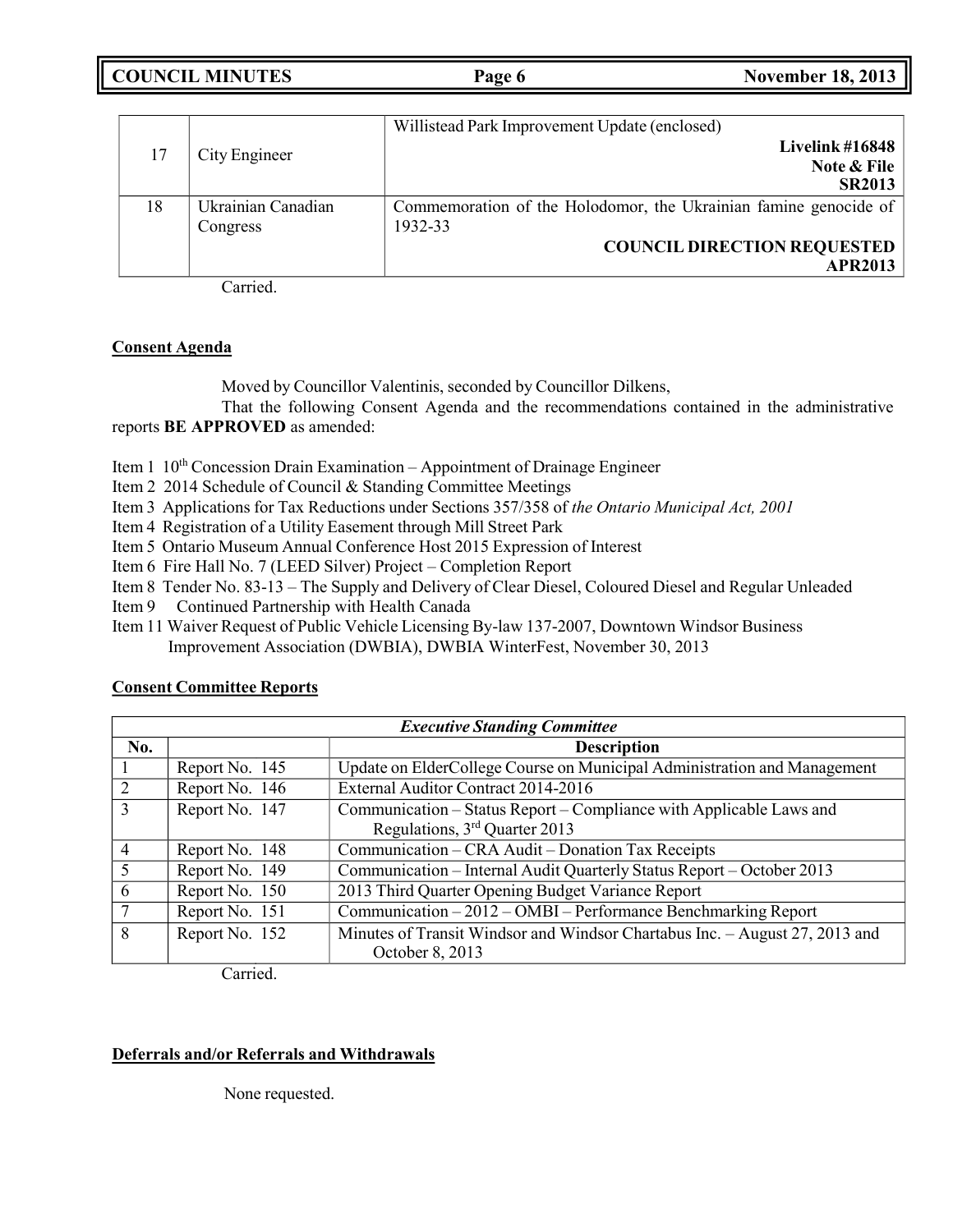| | | |
|---|---|---|
| 17 | City Engineer | Willistead Park Improvement Update (enclosed)<br>**Livelink #16848**<br>**Note & File**<br>**SR2013** |
| 18 | Ukrainian Canadian Congress | Commemoration of the Holodomor, the Ukrainian famine genocide of 1932-33<br>**COUNCIL DIRECTION REQUESTED**<br>**APR2013** |

Carried.

**Consent Agenda**

Moved by Councillor Valentinis, seconded by Councillor Dilkens,

That the following Consent Agenda and the recommendations contained in the administrative reports **BE APPROVED** as amended:

Item 1 10th Concession Drain Examination – Appointment of Drainage Engineer
Item 2 2014 Schedule of Council & Standing Committee Meetings
Item 3 Applications for Tax Reductions under Sections 357/358 of *the Ontario Municipal Act, 2001*
Item 4 Registration of a Utility Easement through Mill Street Park
Item 5 Ontario Museum Annual Conference Host 2015 Expression of Interest
Item 6 Fire Hall No. 7 (LEED Silver) Project – Completion Report
Item 8 Tender No. 83-13 – The Supply and Delivery of Clear Diesel, Coloured Diesel and Regular Unleaded
Item 9 Continued Partnership with Health Canada
Item 11 Waiver Request of Public Vehicle Licensing By-law 137-2007, Downtown Windsor Business Improvement Association (DWBIA), DWBIA WinterFest, November 30, 2013

**Consent Committee Reports**

| *Executive Standing Committee* | | |
|---|---|---|
| **No.** | | **Description** |
| 1 | Report No. 145 | Update on ElderCollege Course on Municipal Administration and Management |
| 2 | Report No. 146 | External Auditor Contract 2014-2016 |
| 3 | Report No. 147 | Communication – Status Report – Compliance with Applicable Laws and Regulations, 3rd Quarter 2013 |
| 4 | Report No. 148 | Communication – CRA Audit – Donation Tax Receipts |
| 5 | Report No. 149 | Communication – Internal Audit Quarterly Status Report – October 2013 |
| 6 | Report No. 150 | 2013 Third Quarter Opening Budget Variance Report |
| 7 | Report No. 151 | Communication – 2012 – OMBI – Performance Benchmarking Report |
| 8 | Report No. 152 | Minutes of Transit Windsor and Windsor Chartabus Inc. – August 27, 2013 and October 8, 2013 |

Carried.

**Deferrals and/or Referrals and Withdrawals**

None requested.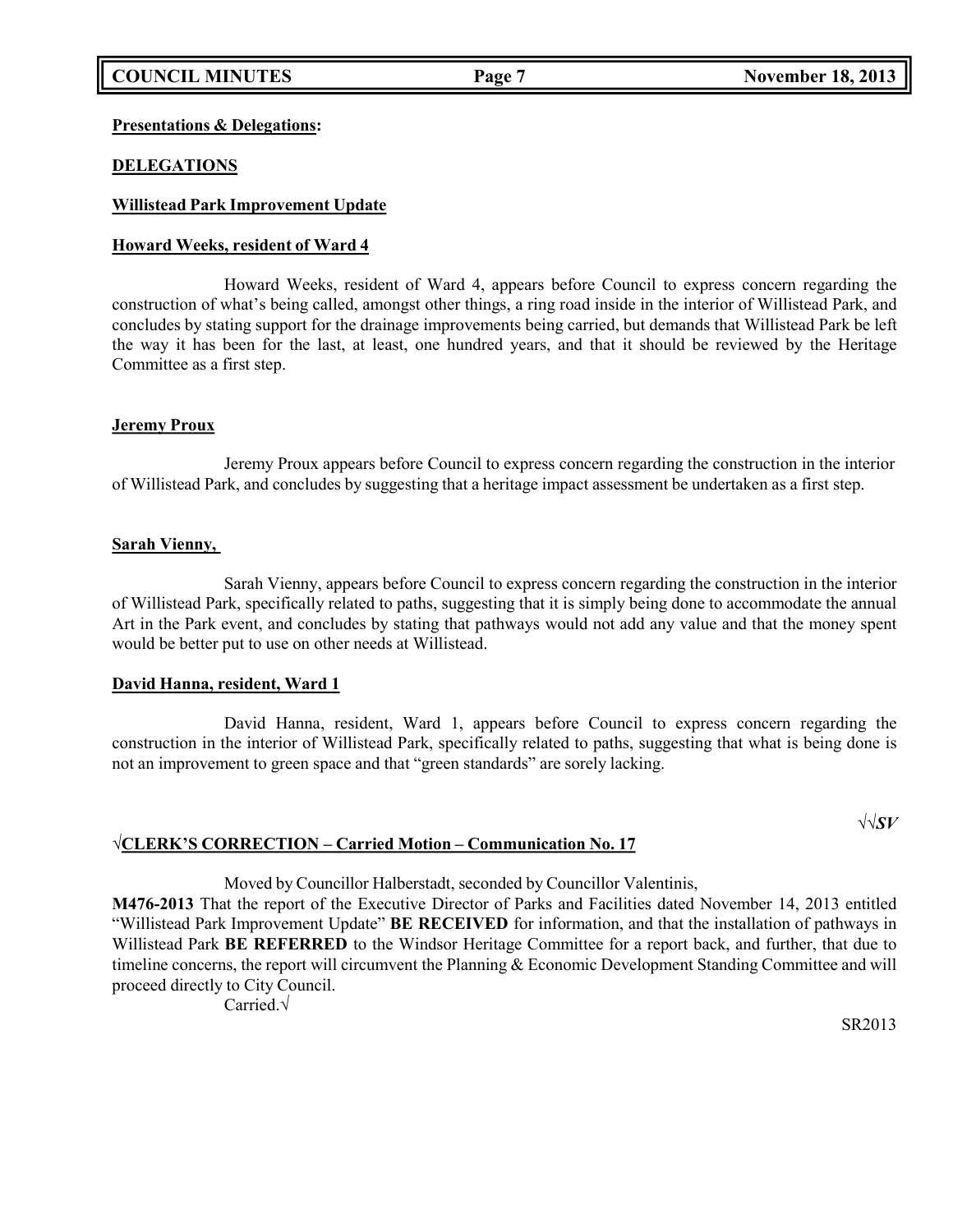**Presentations & Delegations:**

**DELEGATIONS**

**Willistead Park Improvement Update**

**Howard Weeks, resident of Ward 4**

Howard Weeks, resident of Ward 4, appears before Council to express concern regarding the construction of what's being called, amongst other things, a ring road inside in the interior of Willistead Park, and concludes by stating support for the drainage improvements being carried, but demands that Willistead Park be left the way it has been for the last, at least, one hundred years, and that it should be reviewed by the Heritage Committee as a first step.

**Jeremy Proux**

Jeremy Proux appears before Council to express concern regarding the construction in the interior of Willistead Park, and concludes by suggesting that a heritage impact assessment be undertaken as a first step.

**Sarah Vienny,**

Sarah Vienny, appears before Council to express concern regarding the construction in the interior of Willistead Park, specifically related to paths, suggesting that it is simply being done to accommodate the annual Art in the Park event, and concludes by stating that pathways would not add any value and that the money spent would be better put to use on other needs at Willistead.

**David Hanna, resident, Ward 1**

David Hanna, resident, Ward 1, appears before Council to express concern regarding the construction in the interior of Willistead Park, specifically related to paths, suggesting that what is being done is not an improvement to green space and that "green standards" are sorely lacking.

√√*SV*

**√CLERK'S CORRECTION – Carried Motion – Communication No. 17**

Moved by Councillor Halberstadt, seconded by Councillor Valentinis,

**M476-2013** That the report of the Executive Director of Parks and Facilities dated November 14, 2013 entitled "Willistead Park Improvement Update" **BE RECEIVED** for information, and that the installation of pathways in Willistead Park **BE REFERRED** to the Windsor Heritage Committee for a report back, and further, that due to timeline concerns, the report will circumvent the Planning & Economic Development Standing Committee and will proceed directly to City Council.

Carried.√

SR2013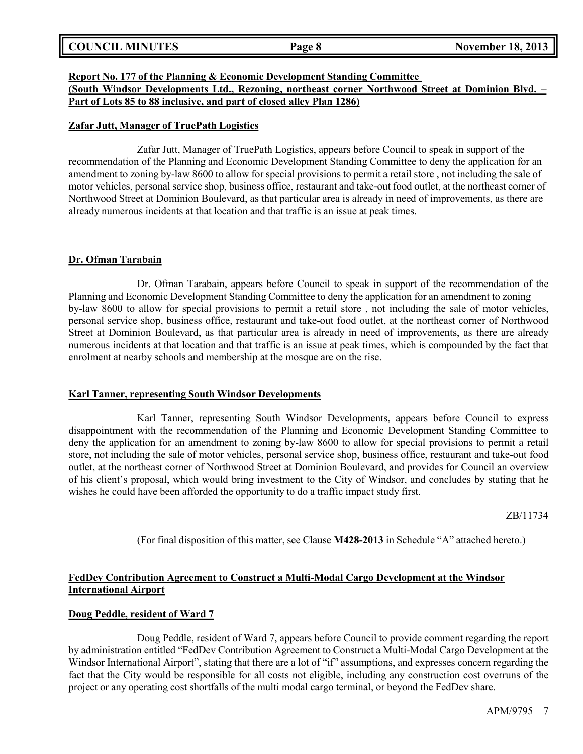**Report No. 177 of the Planning & Economic Development Standing Committee (South Windsor Developments Ltd., Rezoning, northeast corner Northwood Street at Dominion Blvd. – Part of Lots 85 to 88 inclusive, and part of closed alley Plan 1286)**

**Zafar Jutt, Manager of TruePath Logistics**

Zafar Jutt, Manager of TruePath Logistics, appears before Council to speak in support of the recommendation of the Planning and Economic Development Standing Committee to deny the application for an amendment to zoning by-law 8600 to allow for special provisions to permit a retail store , not including the sale of motor vehicles, personal service shop, business office, restaurant and take-out food outlet, at the northeast corner of Northwood Street at Dominion Boulevard, as that particular area is already in need of improvements, as there are already numerous incidents at that location and that traffic is an issue at peak times.

**Dr. Ofman Tarabain**

Dr. Ofman Tarabain, appears before Council to speak in support of the recommendation of the Planning and Economic Development Standing Committee to deny the application for an amendment to zoning by-law 8600 to allow for special provisions to permit a retail store , not including the sale of motor vehicles, personal service shop, business office, restaurant and take-out food outlet, at the northeast corner of Northwood Street at Dominion Boulevard, as that particular area is already in need of improvements, as there are already numerous incidents at that location and that traffic is an issue at peak times, which is compounded by the fact that enrolment at nearby schools and membership at the mosque are on the rise.

**Karl Tanner, representing South Windsor Developments**

Karl Tanner, representing South Windsor Developments, appears before Council to express disappointment with the recommendation of the Planning and Economic Development Standing Committee to deny the application for an amendment to zoning by-law 8600 to allow for special provisions to permit a retail store, not including the sale of motor vehicles, personal service shop, business office, restaurant and take-out food outlet, at the northeast corner of Northwood Street at Dominion Boulevard, and provides for Council an overview of his client's proposal, which would bring investment to the City of Windsor, and concludes by stating that he wishes he could have been afforded the opportunity to do a traffic impact study first.

ZB/11734

(For final disposition of this matter, see Clause **M428-2013** in Schedule "A" attached hereto.)

**FedDev Contribution Agreement to Construct a Multi-Modal Cargo Development at the Windsor International Airport**

**Doug Peddle, resident of Ward 7**

Doug Peddle, resident of Ward 7, appears before Council to provide comment regarding the report by administration entitled "FedDev Contribution Agreement to Construct a Multi-Modal Cargo Development at the Windsor International Airport", stating that there are a lot of "if" assumptions, and expresses concern regarding the fact that the City would be responsible for all costs not eligible, including any construction cost overruns of the project or any operating cost shortfalls of the multi modal cargo terminal, or beyond the FedDev share.

APM/9795 7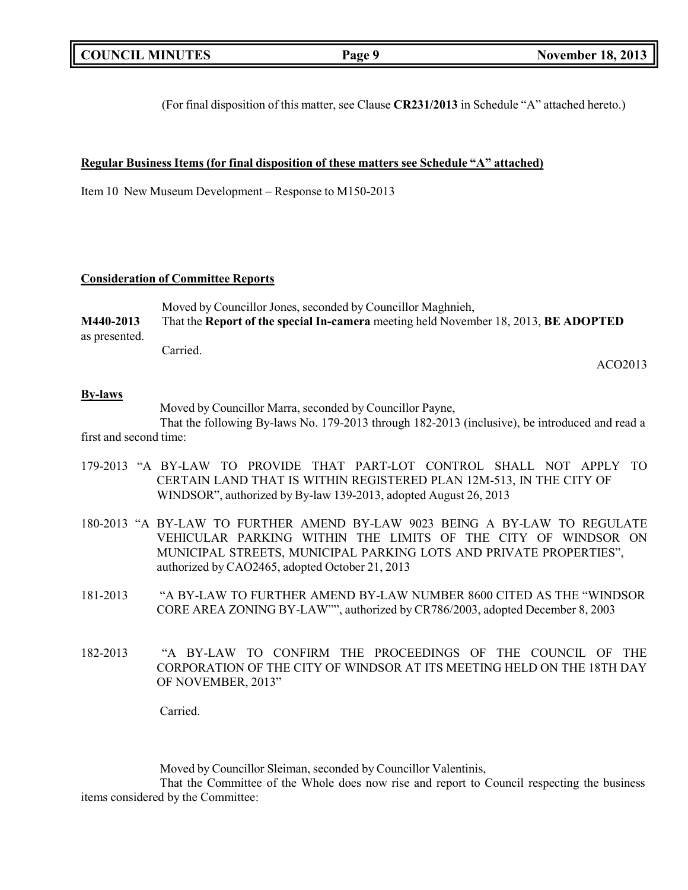(For final disposition of this matter, see Clause **CR231/2013** in Schedule "A" attached hereto.)

**Regular Business Items (for final disposition of these matters see Schedule "A" attached)**

Item 10 New Museum Development – Response to M150-2013

**Consideration of Committee Reports**

Moved by Councillor Jones, seconded by Councillor Maghnieh,

**M440-2013** That the **Report of the special In-camera** meeting held November 18, 2013, **BE ADOPTED** as presented.

Carried.

ACO2013

**By-laws**

Moved by Councillor Marra, seconded by Councillor Payne,

That the following By-laws No. 179-2013 through 182-2013 (inclusive), be introduced and read a first and second time:

179-2013 "A BY-LAW TO PROVIDE THAT PART-LOT CONTROL SHALL NOT APPLY TO CERTAIN LAND THAT IS WITHIN REGISTERED PLAN 12M-513, IN THE CITY OF WINDSOR", authorized by By-law 139-2013, adopted August 26, 2013

180-2013 "A BY-LAW TO FURTHER AMEND BY-LAW 9023 BEING A BY-LAW TO REGULATE VEHICULAR PARKING WITHIN THE LIMITS OF THE CITY OF WINDSOR ON MUNICIPAL STREETS, MUNICIPAL PARKING LOTS AND PRIVATE PROPERTIES", authorized by CAO2465, adopted October 21, 2013

181-2013 "A BY-LAW TO FURTHER AMEND BY-LAW NUMBER 8600 CITED AS THE "WINDSOR CORE AREA ZONING BY-LAW"", authorized by CR786/2003, adopted December 8, 2003

182-2013 "A BY-LAW TO CONFIRM THE PROCEEDINGS OF THE COUNCIL OF THE CORPORATION OF THE CITY OF WINDSOR AT ITS MEETING HELD ON THE 18TH DAY OF NOVEMBER, 2013"

Carried.

Moved by Councillor Sleiman, seconded by Councillor Valentinis,

That the Committee of the Whole does now rise and report to Council respecting the business items considered by the Committee: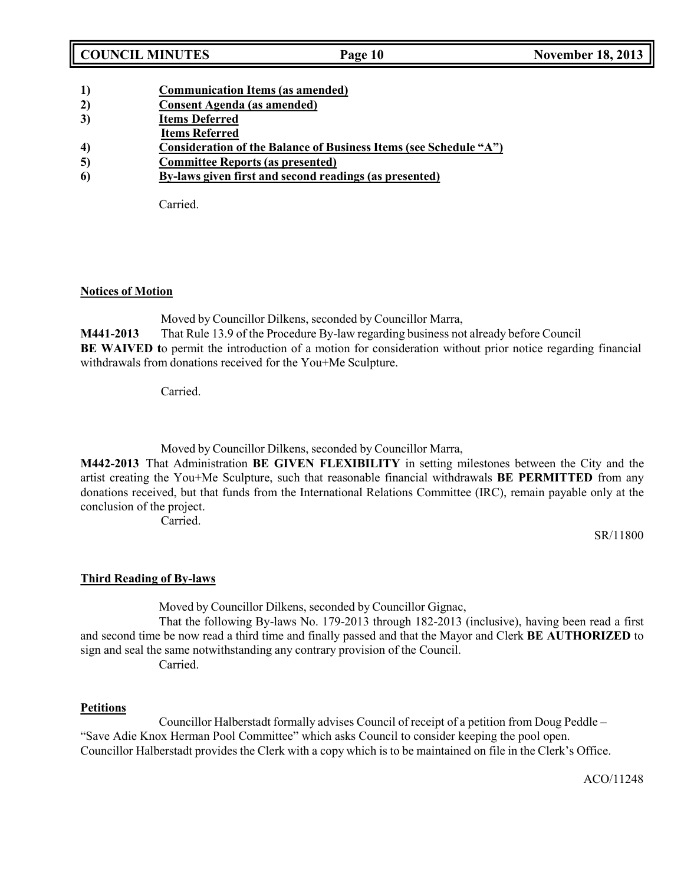1) **Communication Items (as amended)**
2) **Consent Agenda (as amended)**
3) **Items Deferred**
 **Items Referred**
4) **Consideration of the Balance of Business Items (see Schedule "A")**
5) **Committee Reports (as presented)**
6) **By-laws given first and second readings (as presented)**

Carried.

**Notices of Motion**

Moved by Councillor Dilkens, seconded by Councillor Marra,

**M441-2013** That Rule 13.9 of the Procedure By-law regarding business not already before Council **BE WAIVED t**o permit the introduction of a motion for consideration without prior notice regarding financial withdrawals from donations received for the You+Me Sculpture.

Carried.

Moved by Councillor Dilkens, seconded by Councillor Marra,

**M442-2013** That Administration **BE GIVEN FLEXIBILITY** in setting milestones between the City and the artist creating the You+Me Sculpture, such that reasonable financial withdrawals **BE PERMITTED** from any donations received, but that funds from the International Relations Committee (IRC), remain payable only at the conclusion of the project.

Carried.

SR/11800

**Third Reading of By-laws**

Moved by Councillor Dilkens, seconded by Councillor Gignac,

That the following By-laws No. 179-2013 through 182-2013 (inclusive), having been read a first and second time be now read a third time and finally passed and that the Mayor and Clerk **BE AUTHORIZED** to sign and seal the same notwithstanding any contrary provision of the Council.

Carried.

**Petitions**

Councillor Halberstadt formally advises Council of receipt of a petition from Doug Peddle – "Save Adie Knox Herman Pool Committee" which asks Council to consider keeping the pool open. Councillor Halberstadt provides the Clerk with a copy which is to be maintained on file in the Clerk's Office.

ACO/11248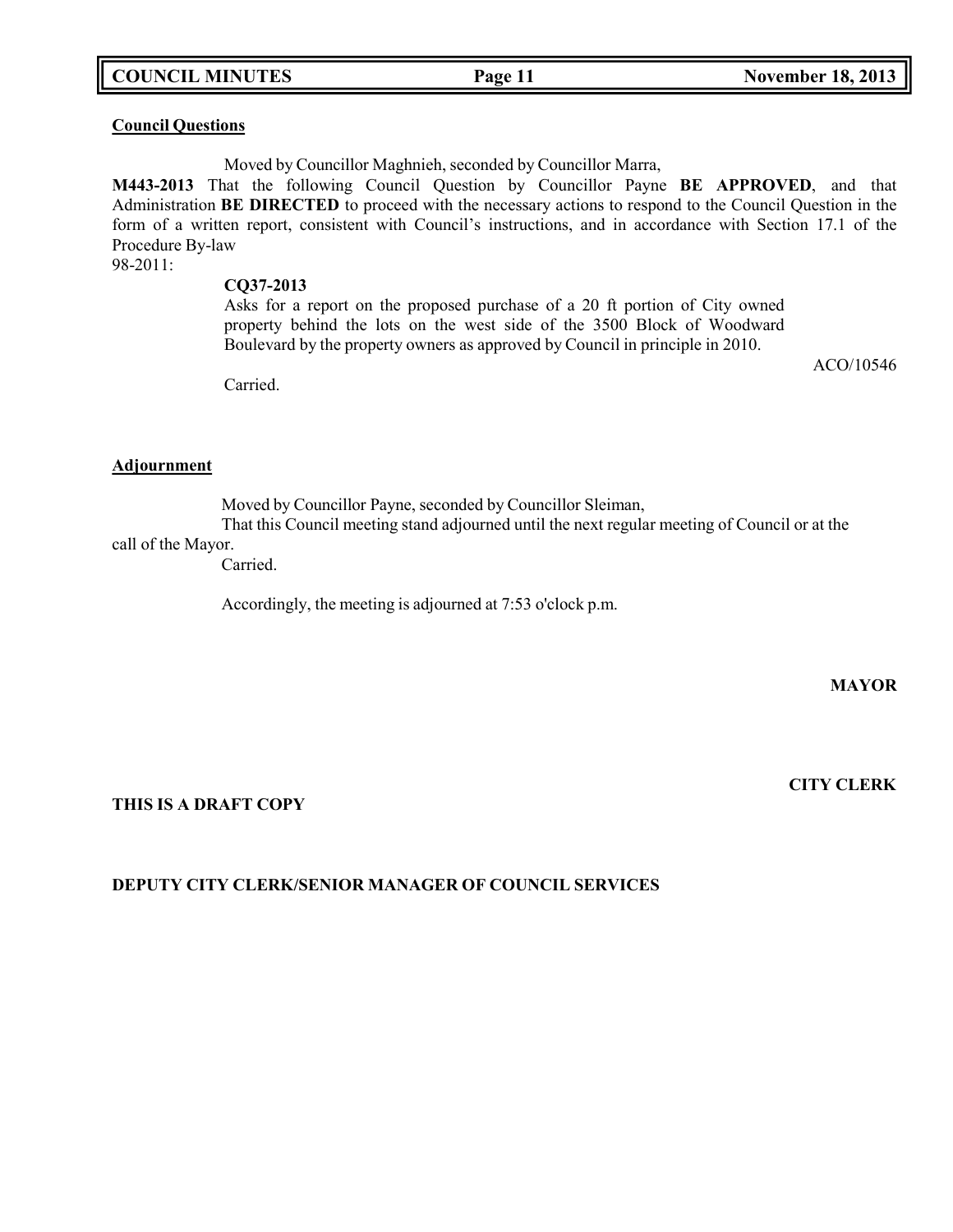**Council Questions**

Moved by Councillor Maghnieh, seconded by Councillor Marra,

**M443-2013** That the following Council Question by Councillor Payne **BE APPROVED**, and that Administration **BE DIRECTED** to proceed with the necessary actions to respond to the Council Question in the form of a written report, consistent with Council's instructions, and in accordance with Section 17.1 of the Procedure By-law 98-2011:

**CQ37-2013**

Asks for a report on the proposed purchase of a 20 ft portion of City owned property behind the lots on the west side of the 3500 Block of Woodward Boulevard by the property owners as approved by Council in principle in 2010.

ACO/10546

Carried.

**Adjournment**

Moved by Councillor Payne, seconded by Councillor Sleiman,

That this Council meeting stand adjourned until the next regular meeting of Council or at the call of the Mayor.

Carried.

Accordingly, the meeting is adjourned at 7:53 o'clock p.m.

**MAYOR**

**CITY CLERK**

**THIS IS A DRAFT COPY**

**DEPUTY CITY CLERK/SENIOR MANAGER OF COUNCIL SERVICES**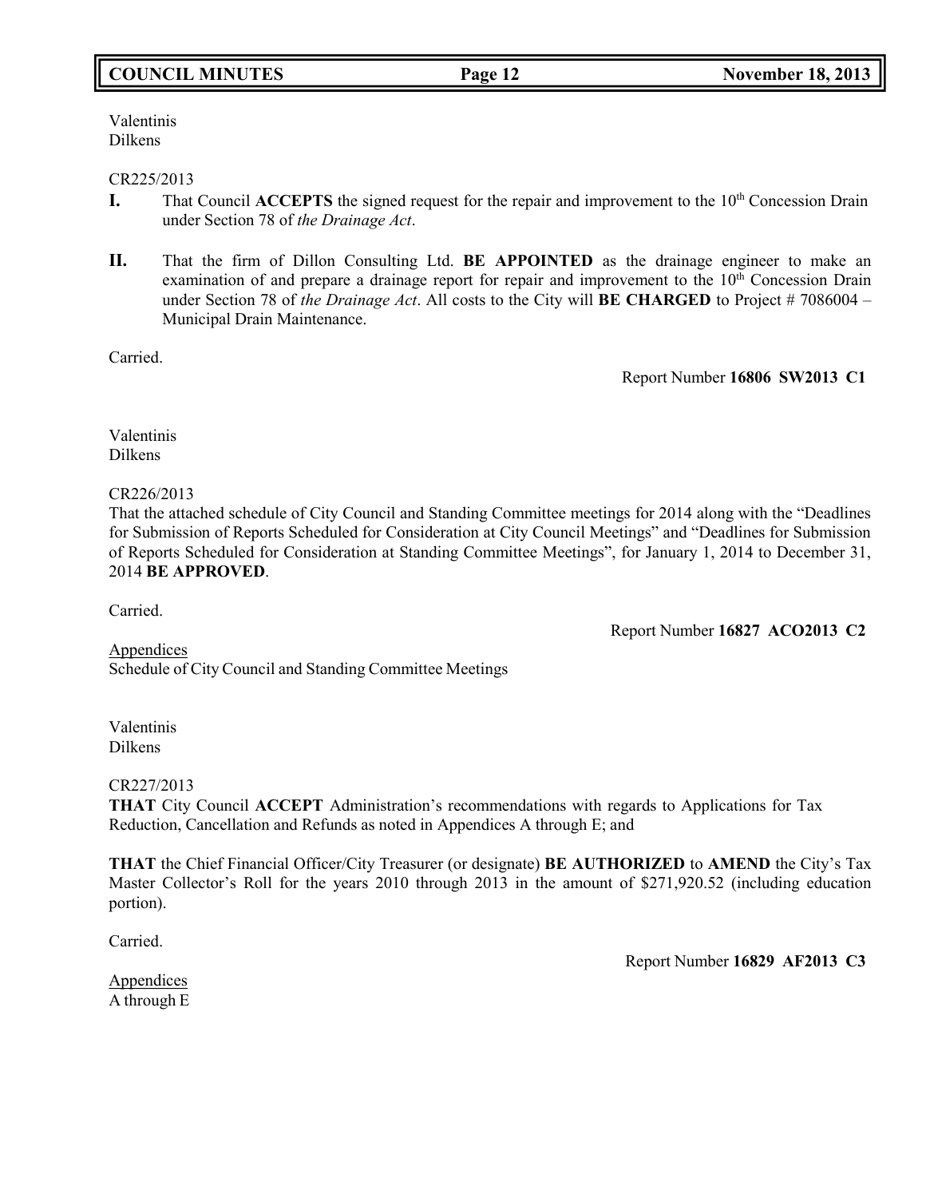Valentinis
Dilkens

CR225/2013

**I.** That Council **ACCEPTS** the signed request for the repair and improvement to the 10th Concession Drain under Section 78 of *the Drainage Act*.

**II.** That the firm of Dillon Consulting Ltd. **BE APPOINTED** as the drainage engineer to make an examination of and prepare a drainage report for repair and improvement to the 10th Concession Drain under Section 78 of *the Drainage Act*. All costs to the City will **BE CHARGED** to Project # 7086004 – Municipal Drain Maintenance.

Carried.

Report Number **16806 SW2013 C1**

Valentinis
Dilkens

CR226/2013

That the attached schedule of City Council and Standing Committee meetings for 2014 along with the "Deadlines for Submission of Reports Scheduled for Consideration at City Council Meetings" and "Deadlines for Submission of Reports Scheduled for Consideration at Standing Committee Meetings", for January 1, 2014 to December 31, 2014 **BE APPROVED**.

Carried.

Report Number **16827 ACO2013 C2**

Appendices
Schedule of City Council and Standing Committee Meetings

Valentinis
Dilkens

CR227/2013

**THAT** City Council **ACCEPT** Administration's recommendations with regards to Applications for Tax Reduction, Cancellation and Refunds as noted in Appendices A through E; and

**THAT** the Chief Financial Officer/City Treasurer (or designate) **BE AUTHORIZED** to **AMEND** the City's Tax Master Collector's Roll for the years 2010 through 2013 in the amount of $271,920.52 (including education portion).

Carried.

Report Number **16829 AF2013 C3**

Appendices
A through E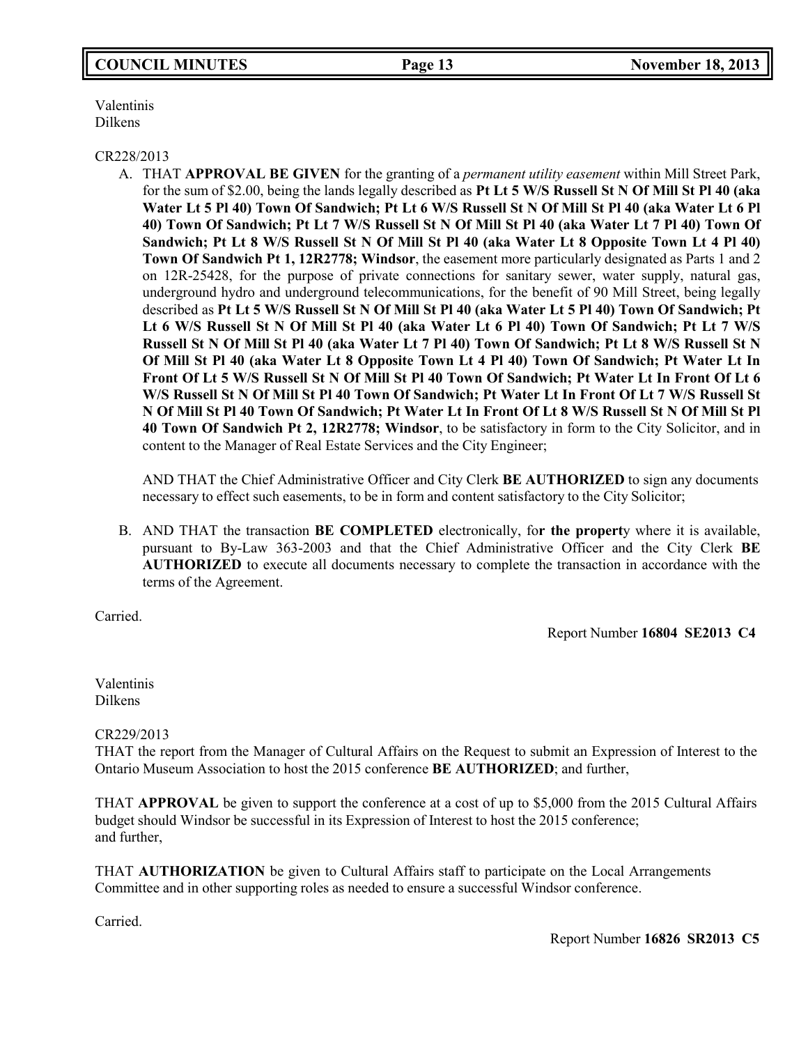Valentinis
Dilkens

CR228/2013

A. THAT **APPROVAL BE GIVEN** for the granting of a *permanent utility easement* within Mill Street Park, for the sum of $2.00, being the lands legally described as **Pt Lt 5 W/S Russell St N Of Mill St Pl 40 (aka Water Lt 5 Pl 40) Town Of Sandwich; Pt Lt 6 W/S Russell St N Of Mill St Pl 40 (aka Water Lt 6 Pl 40) Town Of Sandwich; Pt Lt 7 W/S Russell St N Of Mill St Pl 40 (aka Water Lt 7 Pl 40) Town Of Sandwich; Pt Lt 8 W/S Russell St N Of Mill St Pl 40 (aka Water Lt 8 Opposite Town Lt 4 Pl 40) Town Of Sandwich Pt 1, 12R2778; Windsor**, the easement more particularly designated as Parts 1 and 2 on 12R-25428, for the purpose of private connections for sanitary sewer, water supply, natural gas, underground hydro and underground telecommunications, for the benefit of 90 Mill Street, being legally described as **Pt Lt 5 W/S Russell St N Of Mill St Pl 40 (aka Water Lt 5 Pl 40) Town Of Sandwich; Pt Lt 6 W/S Russell St N Of Mill St Pl 40 (aka Water Lt 6 Pl 40) Town Of Sandwich; Pt Lt 7 W/S Russell St N Of Mill St Pl 40 (aka Water Lt 7 Pl 40) Town Of Sandwich; Pt Lt 8 W/S Russell St N Of Mill St Pl 40 (aka Water Lt 8 Opposite Town Lt 4 Pl 40) Town Of Sandwich; Pt Water Lt In Front Of Lt 5 W/S Russell St N Of Mill St Pl 40 Town Of Sandwich; Pt Water Lt In Front Of Lt 6 W/S Russell St N Of Mill St Pl 40 Town Of Sandwich; Pt Water Lt In Front Of Lt 7 W/S Russell St N Of Mill St Pl 40 Town Of Sandwich; Pt Water Lt In Front Of Lt 8 W/S Russell St N Of Mill St Pl 40 Town Of Sandwich Pt 2, 12R2778; Windsor**, to be satisfactory in form to the City Solicitor, and in content to the Manager of Real Estate Services and the City Engineer;

   AND THAT the Chief Administrative Officer and City Clerk **BE AUTHORIZED** to sign any documents necessary to effect such easements, to be in form and content satisfactory to the City Solicitor;

B. AND THAT the transaction **BE COMPLETED** electronically, fo**r the propert**y where it is available, pursuant to By-Law 363-2003 and that the Chief Administrative Officer and the City Clerk **BE AUTHORIZED** to execute all documents necessary to complete the transaction in accordance with the terms of the Agreement.

Carried.

Report Number **16804 SE2013 C4**

Valentinis
Dilkens

CR229/2013
THAT the report from the Manager of Cultural Affairs on the Request to submit an Expression of Interest to the Ontario Museum Association to host the 2015 conference **BE AUTHORIZED**; and further,

THAT **APPROVAL** be given to support the conference at a cost of up to $5,000 from the 2015 Cultural Affairs budget should Windsor be successful in its Expression of Interest to host the 2015 conference;
and further,

THAT **AUTHORIZATION** be given to Cultural Affairs staff to participate on the Local Arrangements Committee and in other supporting roles as needed to ensure a successful Windsor conference.

Carried.

Report Number **16826 SR2013 C5**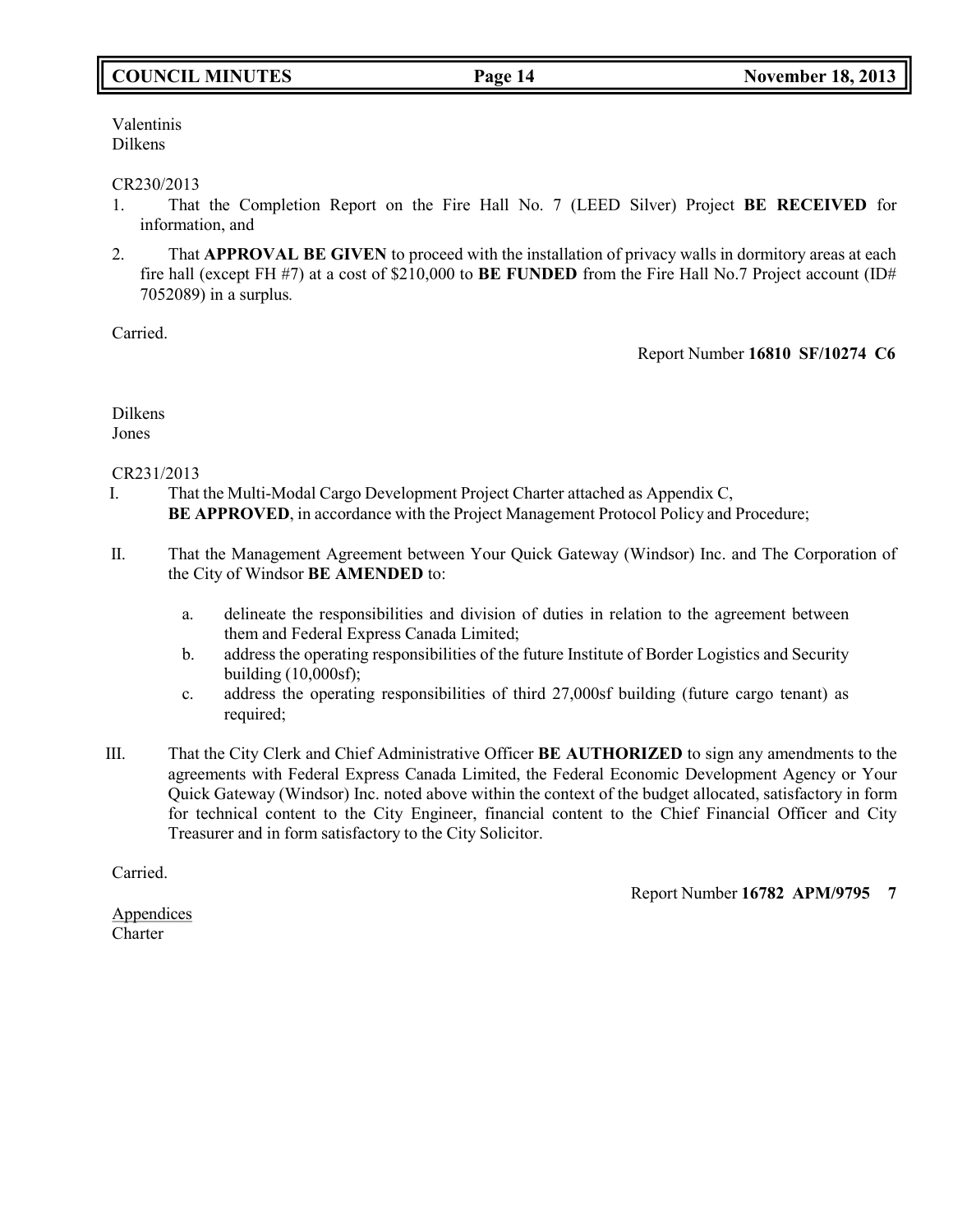Valentinis
Dilkens

CR230/2013

1. That the Completion Report on the Fire Hall No. 7 (LEED Silver) Project **BE RECEIVED** for information, and
2. That **APPROVAL BE GIVEN** to proceed with the installation of privacy walls in dormitory areas at each fire hall (except FH #7) at a cost of $210,000 to **BE FUNDED** from the Fire Hall No.7 Project account (ID# 7052089) in a surplus.

Carried.

Report Number **16810 SF/10274 C6**

Dilkens
Jones

CR231/2013

I. That the Multi-Modal Cargo Development Project Charter attached as Appendix C, **BE APPROVED**, in accordance with the Project Management Protocol Policy and Procedure;

II. That the Management Agreement between Your Quick Gateway (Windsor) Inc. and The Corporation of the City of Windsor **BE AMENDED** to:

   a. delineate the responsibilities and division of duties in relation to the agreement between them and Federal Express Canada Limited;
   b. address the operating responsibilities of the future Institute of Border Logistics and Security building (10,000sf);
   c. address the operating responsibilities of third 27,000sf building (future cargo tenant) as required;

III. That the City Clerk and Chief Administrative Officer **BE AUTHORIZED** to sign any amendments to the agreements with Federal Express Canada Limited, the Federal Economic Development Agency or Your Quick Gateway (Windsor) Inc. noted above within the context of the budget allocated, satisfactory in form for technical content to the City Engineer, financial content to the Chief Financial Officer and City Treasurer and in form satisfactory to the City Solicitor.

Carried.

Report Number **16782 APM/9795 7**

Appendices
Charter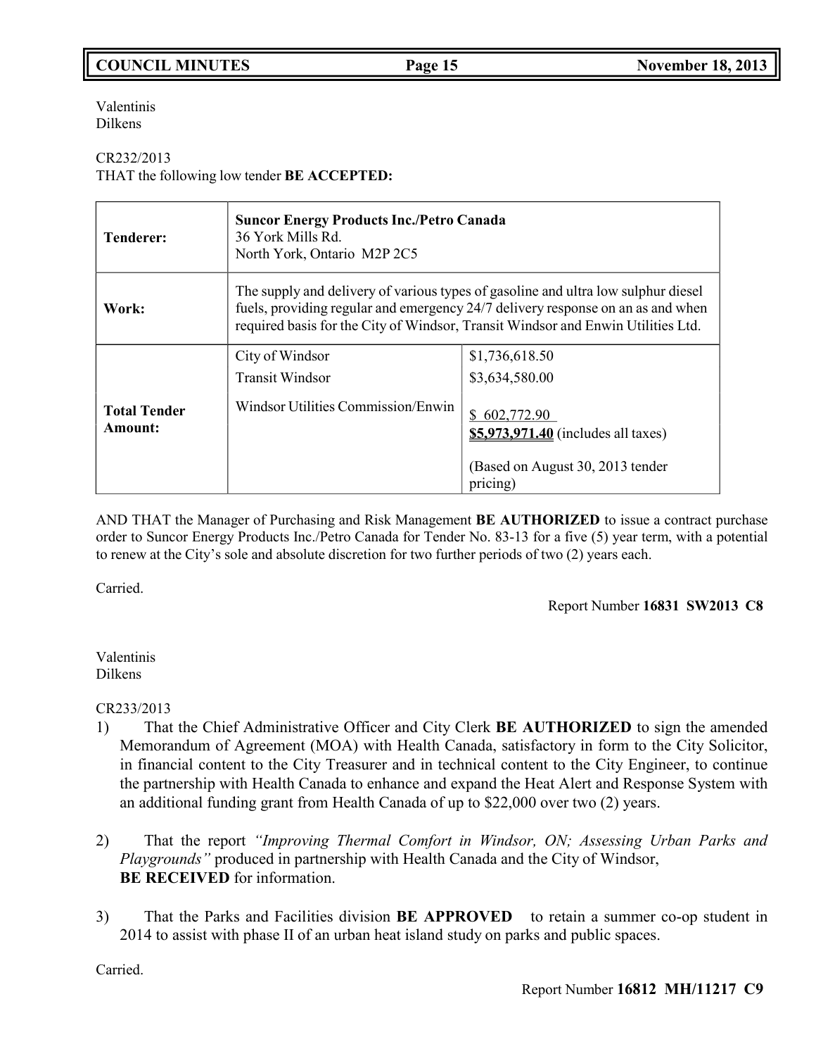Valentinis
Dilkens

CR232/2013
THAT the following low tender **BE ACCEPTED:**

| | | |
|---|---|---|
| **Tenderer:** | **Suncor Energy Products Inc./Petro Canada**<br>36 York Mills Rd.<br>North York, Ontario M2P 2C5 | |
| **Work:** | The supply and delivery of various types of gasoline and ultra low sulphur diesel fuels, providing regular and emergency 24/7 delivery response on an as and when required basis for the City of Windsor, Transit Windsor and Enwin Utilities Ltd. | |
| **Total Tender Amount:** | City of Windsor<br>Transit Windsor<br>Windsor Utilities Commission/Enwin | $1,736,618.50<br>$3,634,580.00<br>$ 602,772.90<br>**$5,973,971.40** (includes all taxes)<br><br>(Based on August 30, 2013 tender pricing) |

AND THAT the Manager of Purchasing and Risk Management **BE AUTHORIZED** to issue a contract purchase order to Suncor Energy Products Inc./Petro Canada for Tender No. 83-13 for a five (5) year term, with a potential to renew at the City's sole and absolute discretion for two further periods of two (2) years each.

Carried.

Report Number **16831 SW2013 C8**

Valentinis
Dilkens

CR233/2013

1) That the Chief Administrative Officer and City Clerk **BE AUTHORIZED** to sign the amended Memorandum of Agreement (MOA) with Health Canada, satisfactory in form to the City Solicitor, in financial content to the City Treasurer and in technical content to the City Engineer, to continue the partnership with Health Canada to enhance and expand the Heat Alert and Response System with an additional funding grant from Health Canada of up to $22,000 over two (2) years.

2) That the report *"Improving Thermal Comfort in Windsor, ON; Assessing Urban Parks and Playgrounds"* produced in partnership with Health Canada and the City of Windsor, **BE RECEIVED** for information.

3) That the Parks and Facilities division **BE APPROVED** to retain a summer co-op student in 2014 to assist with phase II of an urban heat island study on parks and public spaces.

Carried.

Report Number **16812 MH/11217 C9**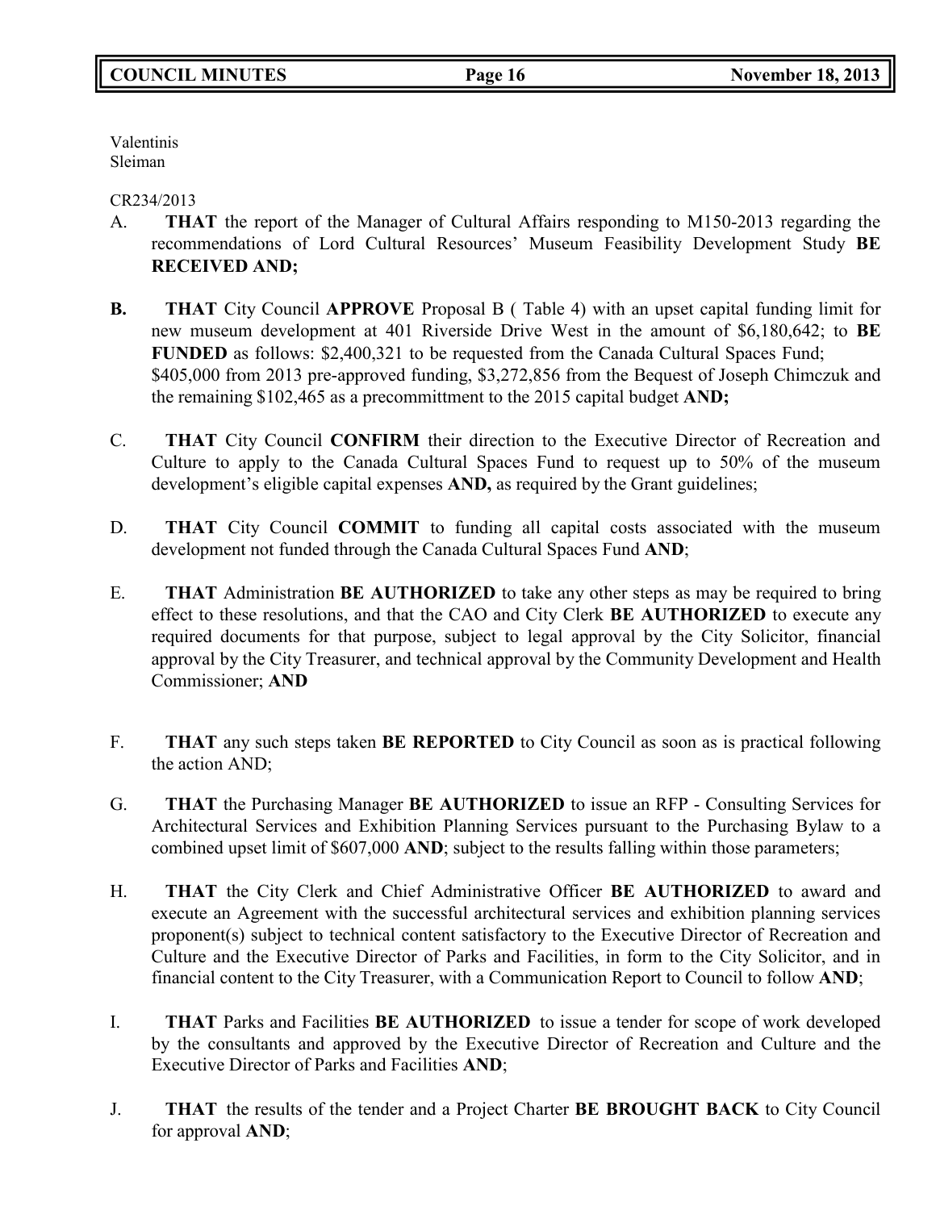Valentinis
Sleiman

CR234/2013

A. **THAT** the report of the Manager of Cultural Affairs responding to M150-2013 regarding the recommendations of Lord Cultural Resources' Museum Feasibility Development Study **BE RECEIVED AND;**

**B.** **THAT** City Council **APPROVE** Proposal B ( Table 4) with an upset capital funding limit for new museum development at 401 Riverside Drive West in the amount of $6,180,642; to **BE FUNDED** as follows: $2,400,321 to be requested from the Canada Cultural Spaces Fund; $405,000 from 2013 pre-approved funding, $3,272,856 from the Bequest of Joseph Chimczuk and the remaining $102,465 as a precommittment to the 2015 capital budget **AND;**

C. **THAT** City Council **CONFIRM** their direction to the Executive Director of Recreation and Culture to apply to the Canada Cultural Spaces Fund to request up to 50% of the museum development's eligible capital expenses **AND,** as required by the Grant guidelines;

D. **THAT** City Council **COMMIT** to funding all capital costs associated with the museum development not funded through the Canada Cultural Spaces Fund **AND**;

E. **THAT** Administration **BE AUTHORIZED** to take any other steps as may be required to bring effect to these resolutions, and that the CAO and City Clerk **BE AUTHORIZED** to execute any required documents for that purpose, subject to legal approval by the City Solicitor, financial approval by the City Treasurer, and technical approval by the Community Development and Health Commissioner; **AND**

F. **THAT** any such steps taken **BE REPORTED** to City Council as soon as is practical following the action AND;

G. **THAT** the Purchasing Manager **BE AUTHORIZED** to issue an RFP - Consulting Services for Architectural Services and Exhibition Planning Services pursuant to the Purchasing Bylaw to a combined upset limit of $607,000 **AND**; subject to the results falling within those parameters;

H. **THAT** the City Clerk and Chief Administrative Officer **BE AUTHORIZED** to award and execute an Agreement with the successful architectural services and exhibition planning services proponent(s) subject to technical content satisfactory to the Executive Director of Recreation and Culture and the Executive Director of Parks and Facilities, in form to the City Solicitor, and in financial content to the City Treasurer, with a Communication Report to Council to follow **AND**;

I. **THAT** Parks and Facilities **BE AUTHORIZED** to issue a tender for scope of work developed by the consultants and approved by the Executive Director of Recreation and Culture and the Executive Director of Parks and Facilities **AND**;

J. **THAT** the results of the tender and a Project Charter **BE BROUGHT BACK** to City Council for approval **AND**;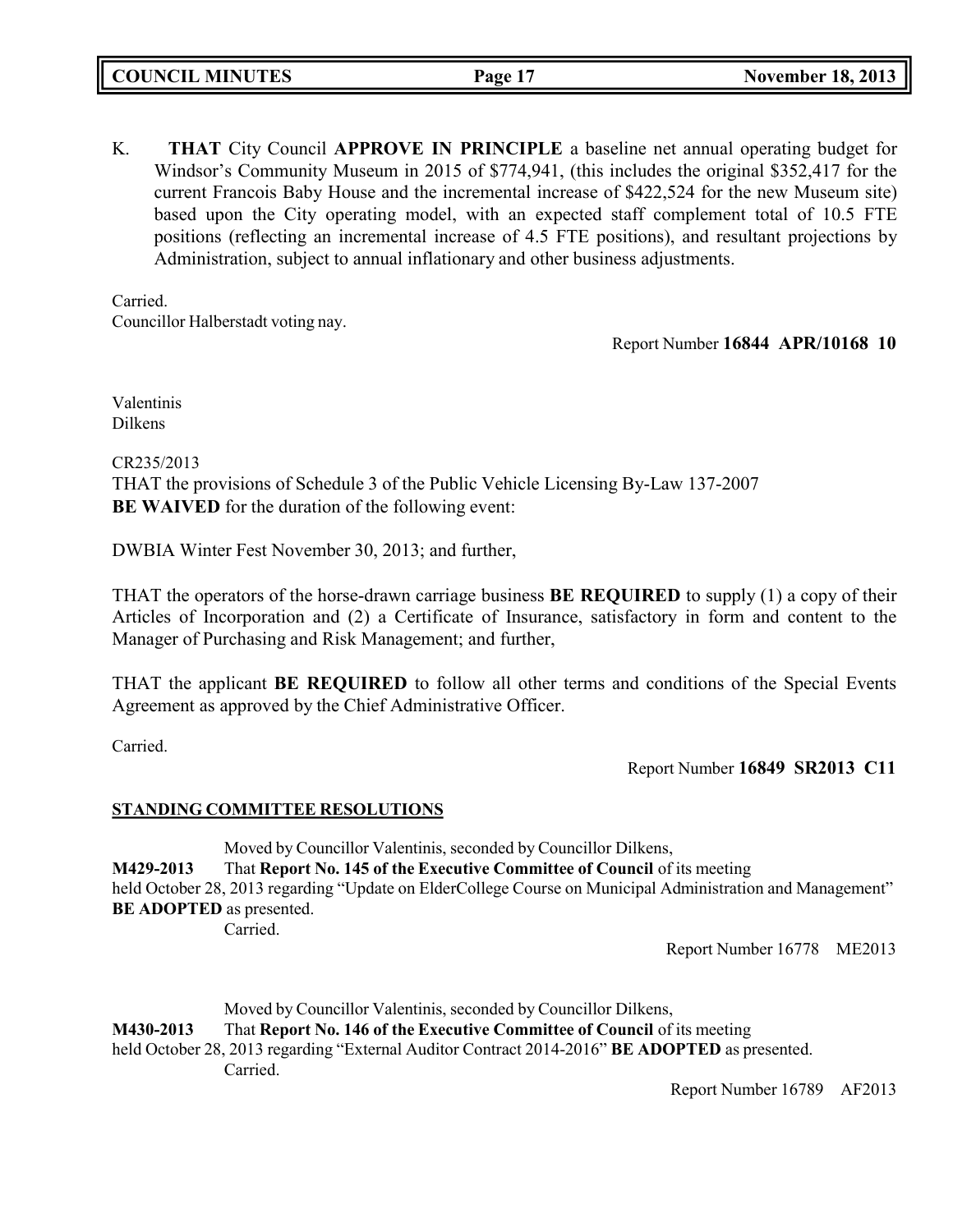K. **THAT** City Council **APPROVE IN PRINCIPLE** a baseline net annual operating budget for Windsor's Community Museum in 2015 of $774,941, (this includes the original $352,417 for the current Francois Baby House and the incremental increase of $422,524 for the new Museum site) based upon the City operating model, with an expected staff complement total of 10.5 FTE positions (reflecting an incremental increase of 4.5 FTE positions), and resultant projections by Administration, subject to annual inflationary and other business adjustments.

Carried.
Councillor Halberstadt voting nay.

Report Number **16844 APR/10168 10**

Valentinis
Dilkens

CR235/2013
THAT the provisions of Schedule 3 of the Public Vehicle Licensing By-Law 137-2007 **BE WAIVED** for the duration of the following event:

DWBIA Winter Fest November 30, 2013; and further,

THAT the operators of the horse-drawn carriage business **BE REQUIRED** to supply (1) a copy of their Articles of Incorporation and (2) a Certificate of Insurance, satisfactory in form and content to the Manager of Purchasing and Risk Management; and further,

THAT the applicant **BE REQUIRED** to follow all other terms and conditions of the Special Events Agreement as approved by the Chief Administrative Officer.

Carried.

Report Number **16849 SR2013 C11**

## STANDING COMMITTEE RESOLUTIONS

Moved by Councillor Valentinis, seconded by Councillor Dilkens,
**M429-2013** That **Report No. 145 of the Executive Committee of Council** of its meeting held October 28, 2013 regarding "Update on ElderCollege Course on Municipal Administration and Management" **BE ADOPTED** as presented.
Carried.

Report Number 16778 ME2013

Moved by Councillor Valentinis, seconded by Councillor Dilkens,
**M430-2013** That **Report No. 146 of the Executive Committee of Council** of its meeting held October 28, 2013 regarding "External Auditor Contract 2014-2016" **BE ADOPTED** as presented.
Carried.

Report Number 16789 AF2013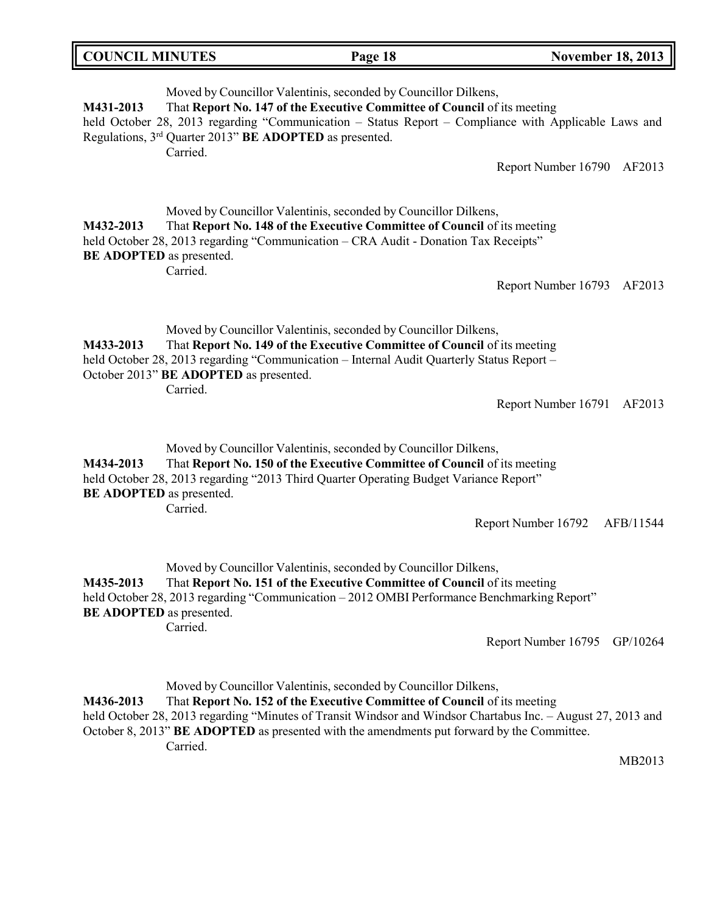Moved by Councillor Valentinis, seconded by Councillor Dilkens,

**M431-2013** That **Report No. 147 of the Executive Committee of Council** of its meeting held October 28, 2013 regarding "Communication – Status Report – Compliance with Applicable Laws and Regulations, 3rd Quarter 2013" **BE ADOPTED** as presented.

Carried.

Report Number 16790 AF2013

Moved by Councillor Valentinis, seconded by Councillor Dilkens,

**M432-2013** That **Report No. 148 of the Executive Committee of Council** of its meeting held October 28, 2013 regarding "Communication – CRA Audit - Donation Tax Receipts" **BE ADOPTED** as presented.

Carried.

Report Number 16793 AF2013

Moved by Councillor Valentinis, seconded by Councillor Dilkens,

**M433-2013** That **Report No. 149 of the Executive Committee of Council** of its meeting held October 28, 2013 regarding "Communication – Internal Audit Quarterly Status Report – October 2013" **BE ADOPTED** as presented.

Carried.

Report Number 16791 AF2013

Moved by Councillor Valentinis, seconded by Councillor Dilkens,

**M434-2013** That **Report No. 150 of the Executive Committee of Council** of its meeting held October 28, 2013 regarding "2013 Third Quarter Operating Budget Variance Report" **BE ADOPTED** as presented.

Carried.

Report Number 16792 AFB/11544

Moved by Councillor Valentinis, seconded by Councillor Dilkens,

**M435-2013** That **Report No. 151 of the Executive Committee of Council** of its meeting held October 28, 2013 regarding "Communication – 2012 OMBI Performance Benchmarking Report" **BE ADOPTED** as presented.

Carried.

Report Number 16795 GP/10264

Moved by Councillor Valentinis, seconded by Councillor Dilkens,

**M436-2013** That **Report No. 152 of the Executive Committee of Council** of its meeting held October 28, 2013 regarding "Minutes of Transit Windsor and Windsor Chartabus Inc. – August 27, 2013 and October 8, 2013" **BE ADOPTED** as presented with the amendments put forward by the Committee.

Carried.

MB2013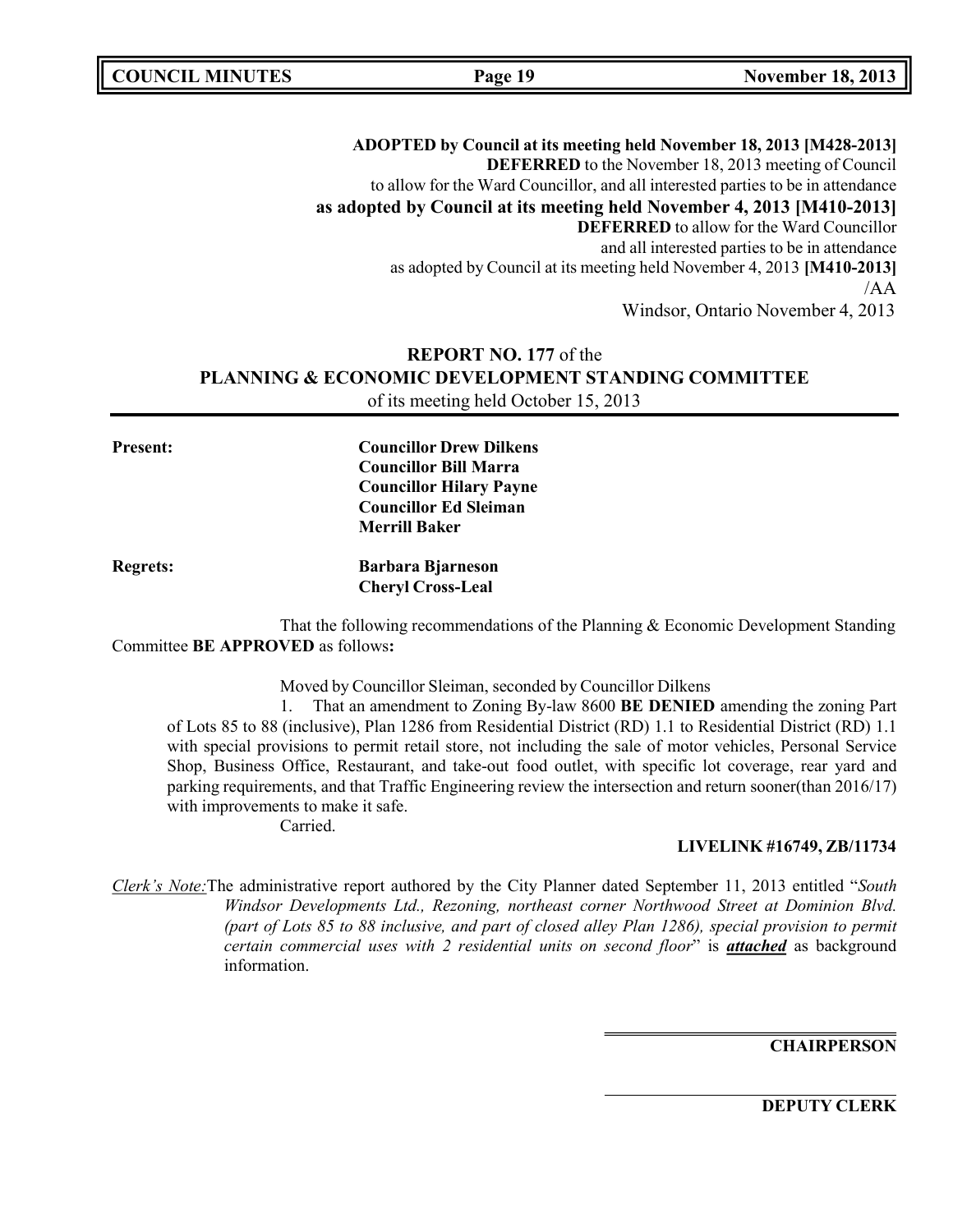**ADOPTED by Council at its meeting held November 18, 2013 [M428-2013]**
**DEFERRED** to the November 18, 2013 meeting of Council
to allow for the Ward Councillor, and all interested parties to be in attendance
**as adopted by Council at its meeting held November 4, 2013 [M410-2013]**
**DEFERRED** to allow for the Ward Councillor
and all interested parties to be in attendance
as adopted by Council at its meeting held November 4, 2013 **[M410-2013]**
/AA
Windsor, Ontario November 4, 2013

## **REPORT NO. 177** of the **PLANNING & ECONOMIC DEVELOPMENT STANDING COMMITTEE**

of its meeting held October 15, 2013

**Present:** **Councillor Drew Dilkens**
**Councillor Bill Marra**
**Councillor Hilary Payne**
**Councillor Ed Sleiman**
**Merrill Baker**

**Regrets:** **Barbara Bjarneson**
**Cheryl Cross-Leal**

That the following recommendations of the Planning & Economic Development Standing Committee **BE APPROVED** as follows**:**

Moved by Councillor Sleiman, seconded by Councillor Dilkens

1. That an amendment to Zoning By-law 8600 **BE DENIED** amending the zoning Part of Lots 85 to 88 (inclusive), Plan 1286 from Residential District (RD) 1.1 to Residential District (RD) 1.1 with special provisions to permit retail store, not including the sale of motor vehicles, Personal Service Shop, Business Office, Restaurant, and take-out food outlet, with specific lot coverage, rear yard and parking requirements, and that Traffic Engineering review the intersection and return sooner(than 2016/17) with improvements to make it safe.

Carried.

**LIVELINK #16749, ZB/11734**

*Clerk's Note:* The administrative report authored by the City Planner dated September 11, 2013 entitled "*South Windsor Developments Ltd., Rezoning, northeast corner Northwood Street at Dominion Blvd. (part of Lots 85 to 88 inclusive, and part of closed alley Plan 1286), special provision to permit certain commercial uses with 2 residential units on second floor*" is ***attached*** as background information.

**CHAIRPERSON**

**DEPUTY CLERK**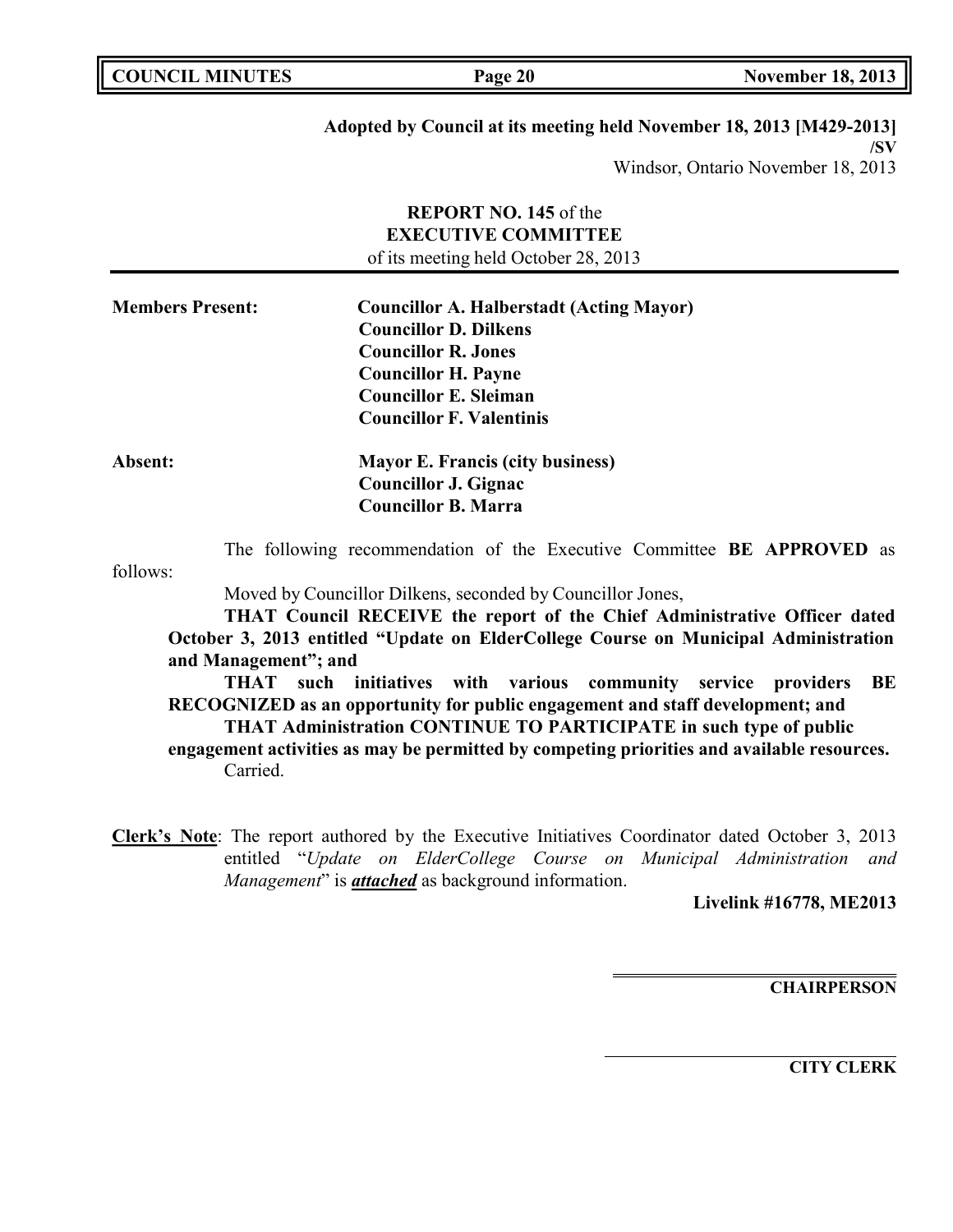**Adopted by Council at its meeting held November 18, 2013 [M429-2013]**
**/SV**
Windsor, Ontario November 18, 2013

**REPORT NO. 145** of the
**EXECUTIVE COMMITTEE**
of its meeting held October 28, 2013

**Members Present:**
**Councillor A. Halberstadt (Acting Mayor)**
**Councillor D. Dilkens**
**Councillor R. Jones**
**Councillor H. Payne**
**Councillor E. Sleiman**
**Councillor F. Valentinis**

**Absent:**
**Mayor E. Francis (city business)**
**Councillor J. Gignac**
**Councillor B. Marra**

The following recommendation of the Executive Committee **BE APPROVED** as follows:

Moved by Councillor Dilkens, seconded by Councillor Jones,

**THAT Council RECEIVE the report of the Chief Administrative Officer dated October 3, 2013 entitled "Update on ElderCollege Course on Municipal Administration and Management"; and**

**THAT such initiatives with various community service providers BE RECOGNIZED as an opportunity for public engagement and staff development; and**

**THAT Administration CONTINUE TO PARTICIPATE in such type of public engagement activities as may be permitted by competing priorities and available resources.**

Carried.

**Clerk's Note**: The report authored by the Executive Initiatives Coordinator dated October 3, 2013 entitled "*Update on ElderCollege Course on Municipal Administration and Management*" is ***attached*** as background information.

**Livelink #16778, ME2013**

**CHAIRPERSON**

**CITY CLERK**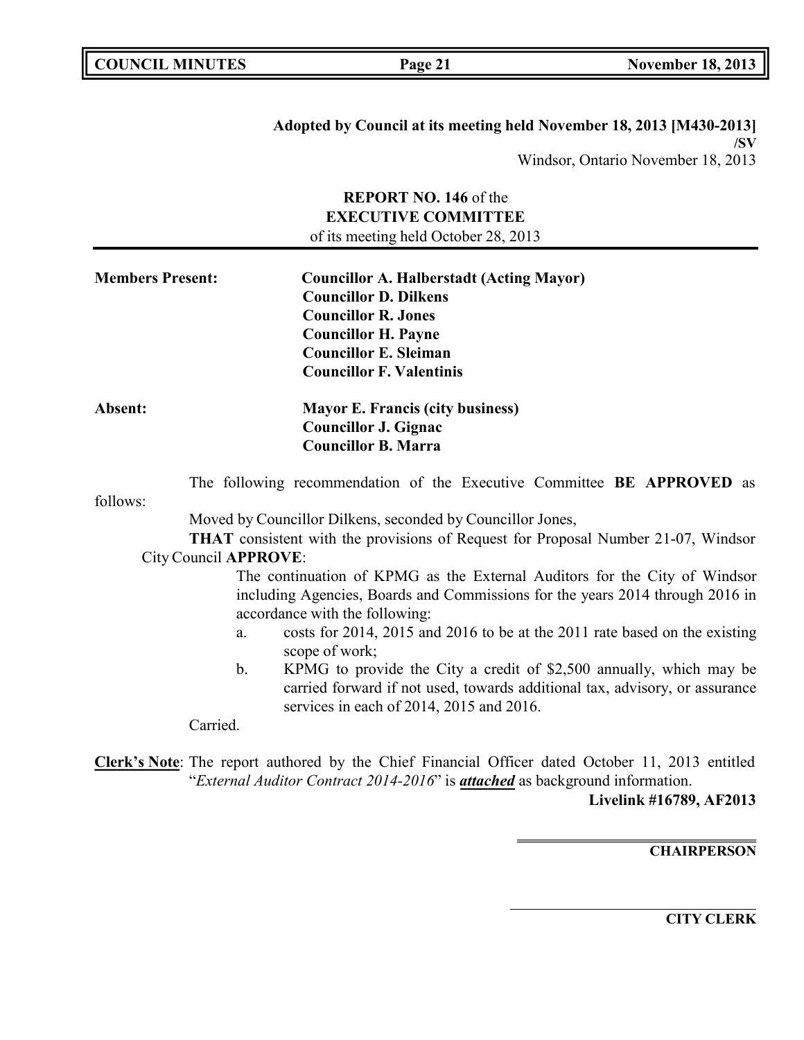**Adopted by Council at its meeting held November 18, 2013 [M430-2013]**
**/SV**
Windsor, Ontario November 18, 2013

**REPORT NO. 146** of the
**EXECUTIVE COMMITTEE**
of its meeting held October 28, 2013

---

**Members Present:** **Councillor A. Halberstadt (Acting Mayor)**
**Councillor D. Dilkens**
**Councillor R. Jones**
**Councillor H. Payne**
**Councillor E. Sleiman**
**Councillor F. Valentinis**

**Absent:** **Mayor E. Francis (city business)**
**Councillor J. Gignac**
**Councillor B. Marra**

The following recommendation of the Executive Committee **BE APPROVED** as follows:

Moved by Councillor Dilkens, seconded by Councillor Jones,

**THAT** consistent with the provisions of Request for Proposal Number 21-07, Windsor City Council **APPROVE**:

The continuation of KPMG as the External Auditors for the City of Windsor including Agencies, Boards and Commissions for the years 2014 through 2016 in accordance with the following:

a. costs for 2014, 2015 and 2016 to be at the 2011 rate based on the existing scope of work;

b. KPMG to provide the City a credit of $2,500 annually, which may be carried forward if not used, towards additional tax, advisory, or assurance services in each of 2014, 2015 and 2016.

Carried.

**Clerk's Note**: The report authored by the Chief Financial Officer dated October 11, 2013 entitled "*External Auditor Contract 2014-2016*" is ***attached*** as background information.

**Livelink #16789, AF2013**

---

**CHAIRPERSON**

---

**CITY CLERK**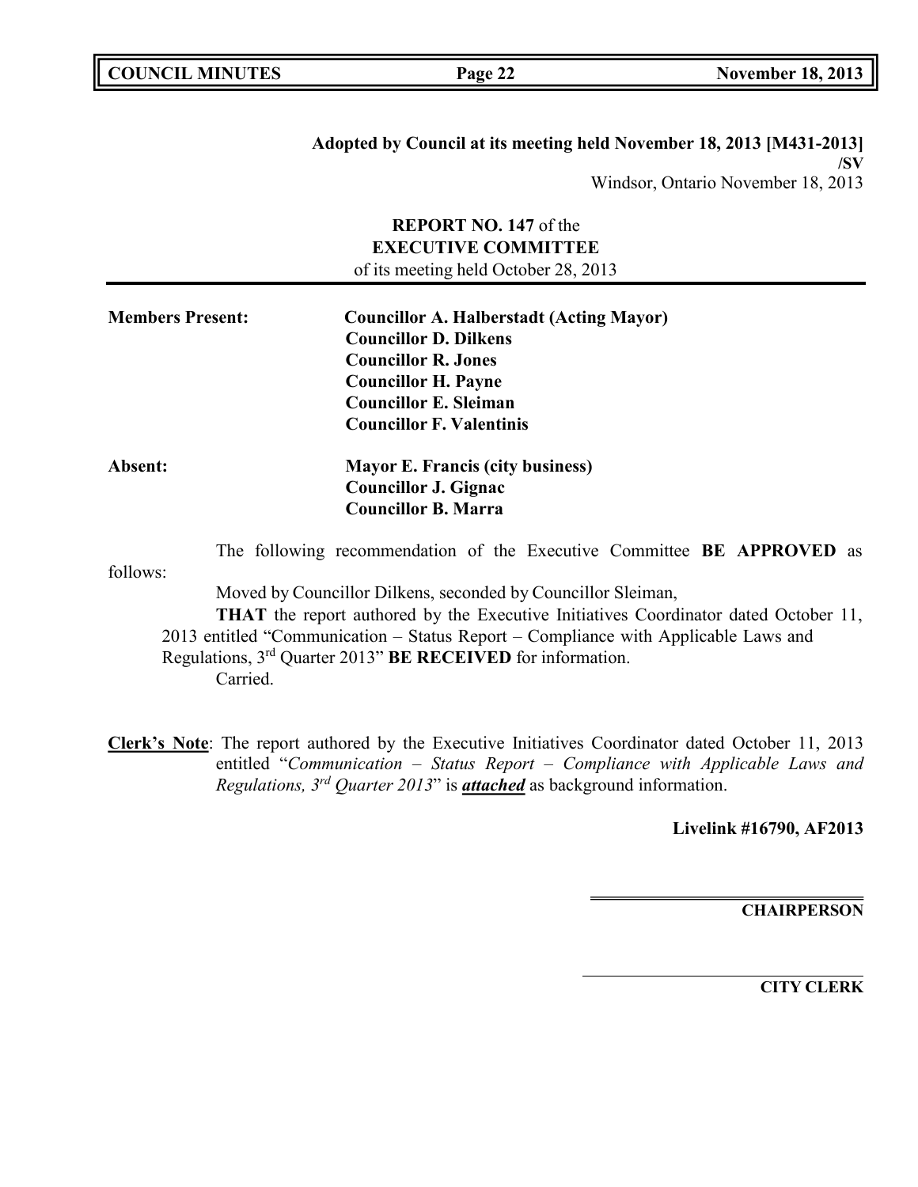**Adopted by Council at its meeting held November 18, 2013 [M431-2013]**
**/SV**
Windsor, Ontario November 18, 2013

**REPORT NO. 147** of the
**EXECUTIVE COMMITTEE**
of its meeting held October 28, 2013

**Members Present:** **Councillor A. Halberstadt (Acting Mayor)**
**Councillor D. Dilkens**
**Councillor R. Jones**
**Councillor H. Payne**
**Councillor E. Sleiman**
**Councillor F. Valentinis**

**Absent:** **Mayor E. Francis (city business)**
**Councillor J. Gignac**
**Councillor B. Marra**

The following recommendation of the Executive Committee **BE APPROVED** as follows:

Moved by Councillor Dilkens, seconded by Councillor Sleiman,

**THAT** the report authored by the Executive Initiatives Coordinator dated October 11, 2013 entitled "Communication – Status Report – Compliance with Applicable Laws and Regulations, 3rd Quarter 2013" **BE RECEIVED** for information.

Carried.

**Clerk's Note**: The report authored by the Executive Initiatives Coordinator dated October 11, 2013 entitled "*Communication – Status Report – Compliance with Applicable Laws and Regulations, 3rd Quarter 2013*" is ***attached*** as background information.

**Livelink #16790, AF2013**

**CHAIRPERSON**

**CITY CLERK**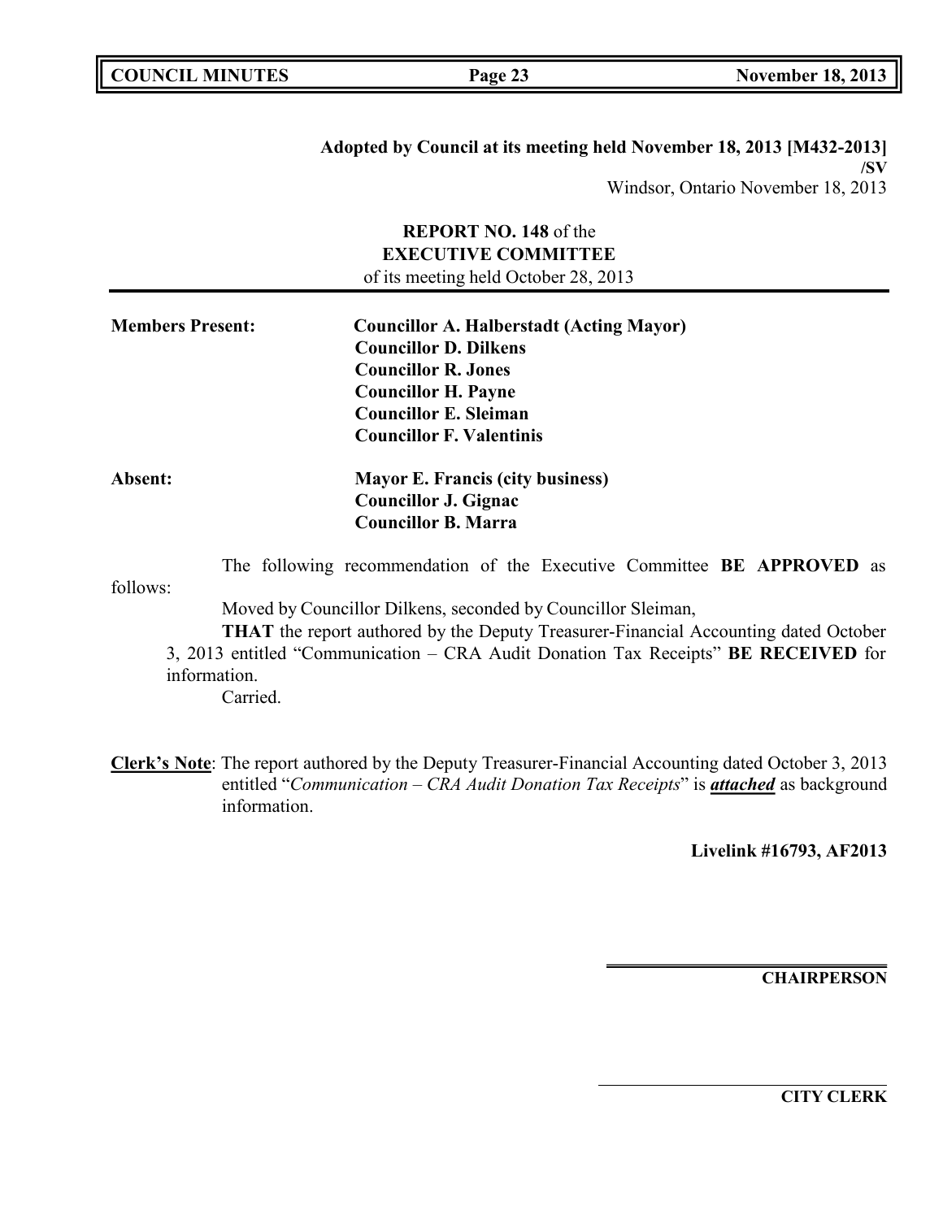**Adopted by Council at its meeting held November 18, 2013 [M432-2013]**
**/SV**
Windsor, Ontario November 18, 2013

**REPORT NO. 148** of the
**EXECUTIVE COMMITTEE**
of its meeting held October 28, 2013

---

**Members Present:** **Councillor A. Halberstadt (Acting Mayor)**
**Councillor D. Dilkens**
**Councillor R. Jones**
**Councillor H. Payne**
**Councillor E. Sleiman**
**Councillor F. Valentinis**

**Absent:** **Mayor E. Francis (city business)**
**Councillor J. Gignac**
**Councillor B. Marra**

The following recommendation of the Executive Committee **BE APPROVED** as follows:

Moved by Councillor Dilkens, seconded by Councillor Sleiman,

**THAT** the report authored by the Deputy Treasurer-Financial Accounting dated October 3, 2013 entitled "Communication – CRA Audit Donation Tax Receipts" **BE RECEIVED** for information.

Carried.

**Clerk's Note**: The report authored by the Deputy Treasurer-Financial Accounting dated October 3, 2013 entitled "*Communication – CRA Audit Donation Tax Receipts*" is ***attached*** as background information.

**Livelink #16793, AF2013**

---

**CHAIRPERSON**

---

**CITY CLERK**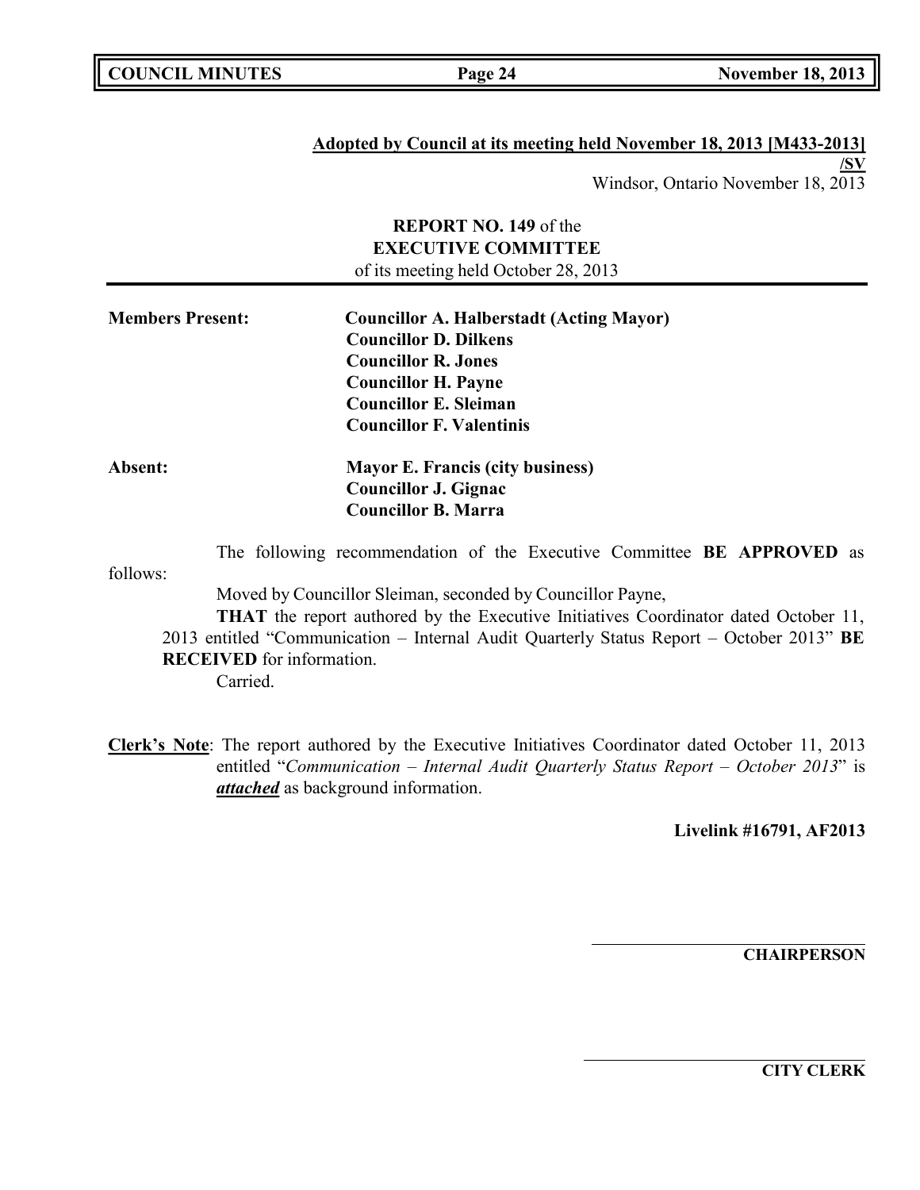**Adopted by Council at its meeting held November 18, 2013 [M433-2013]**
**/SV**
Windsor, Ontario November 18, 2013

**REPORT NO. 149** of the
**EXECUTIVE COMMITTEE**
of its meeting held October 28, 2013

---

**Members Present:** **Councillor A. Halberstadt (Acting Mayor)**
**Councillor D. Dilkens**
**Councillor R. Jones**
**Councillor H. Payne**
**Councillor E. Sleiman**
**Councillor F. Valentinis**

**Absent:** **Mayor E. Francis (city business)**
**Councillor J. Gignac**
**Councillor B. Marra**

The following recommendation of the Executive Committee **BE APPROVED** as follows:

Moved by Councillor Sleiman, seconded by Councillor Payne,

**THAT** the report authored by the Executive Initiatives Coordinator dated October 11, 2013 entitled "Communication – Internal Audit Quarterly Status Report – October 2013" **BE RECEIVED** for information.

Carried.

**Clerk's Note**: The report authored by the Executive Initiatives Coordinator dated October 11, 2013 entitled "*Communication – Internal Audit Quarterly Status Report – October 2013*" is ***attached*** as background information.

**Livelink #16791, AF2013**

**CHAIRPERSON**

**CITY CLERK**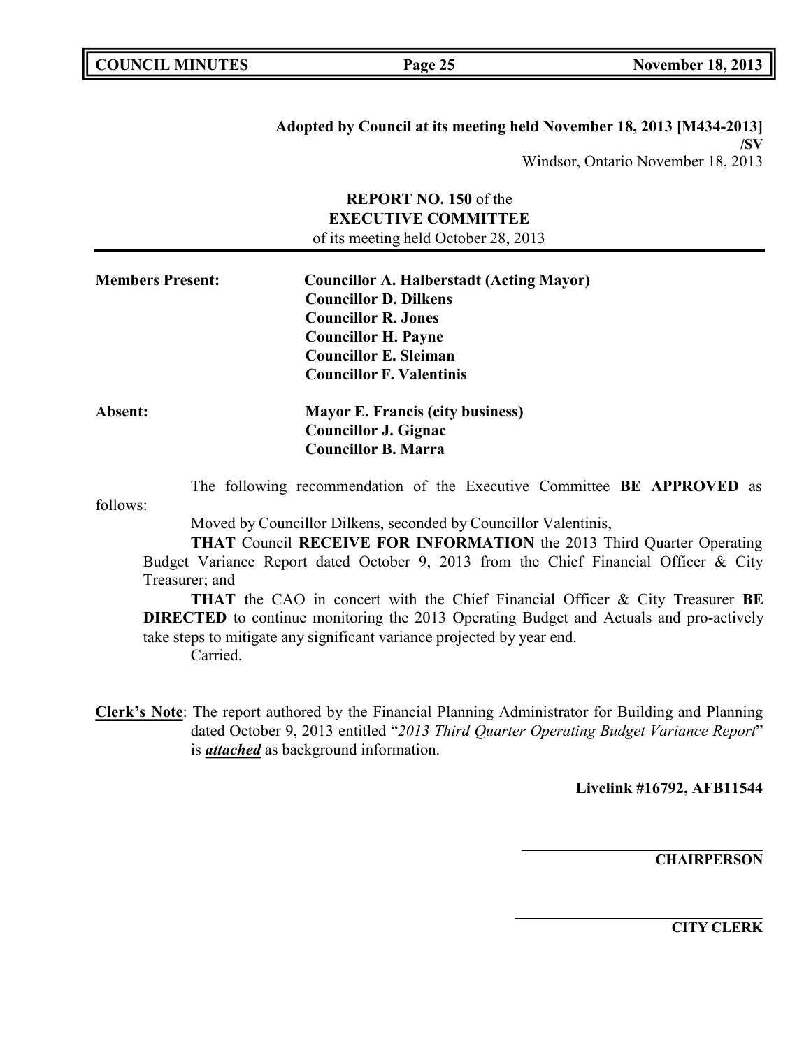**Adopted by Council at its meeting held November 18, 2013 [M434-2013]**
**/SV**
Windsor, Ontario November 18, 2013

**REPORT NO. 150** of the
**EXECUTIVE COMMITTEE**
of its meeting held October 28, 2013

**Members Present:** **Councillor A. Halberstadt (Acting Mayor)**
**Councillor D. Dilkens**
**Councillor R. Jones**
**Councillor H. Payne**
**Councillor E. Sleiman**
**Councillor F. Valentinis**

**Absent:** **Mayor E. Francis (city business)**
**Councillor J. Gignac**
**Councillor B. Marra**

The following recommendation of the Executive Committee **BE APPROVED** as follows:

Moved by Councillor Dilkens, seconded by Councillor Valentinis,

**THAT** Council **RECEIVE FOR INFORMATION** the 2013 Third Quarter Operating Budget Variance Report dated October 9, 2013 from the Chief Financial Officer & City Treasurer; and

**THAT** the CAO in concert with the Chief Financial Officer & City Treasurer **BE DIRECTED** to continue monitoring the 2013 Operating Budget and Actuals and pro-actively take steps to mitigate any significant variance projected by year end.

Carried.

**Clerk's Note**: The report authored by the Financial Planning Administrator for Building and Planning dated October 9, 2013 entitled "*2013 Third Quarter Operating Budget Variance Report*" is ***attached*** as background information.

**Livelink #16792, AFB11544**

**CHAIRPERSON**

**CITY CLERK**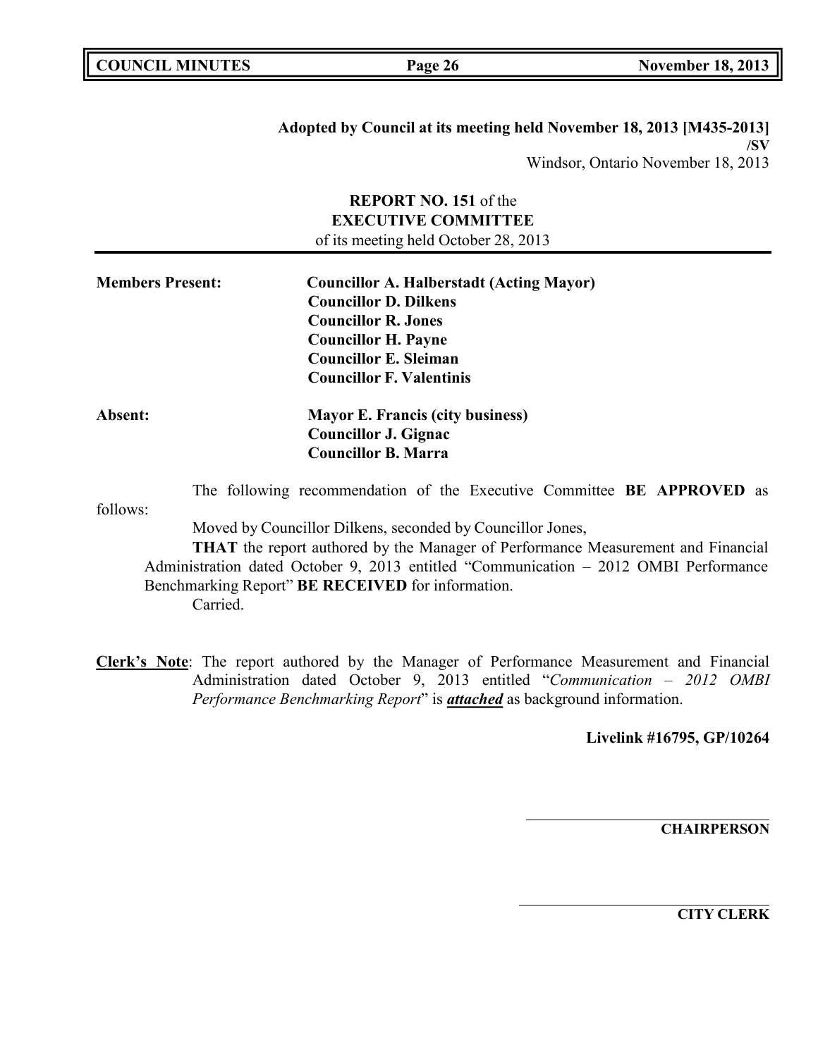**Adopted by Council at its meeting held November 18, 2013 [M435-2013]**
**/SV**
Windsor, Ontario November 18, 2013

**REPORT NO. 151** of the
**EXECUTIVE COMMITTEE**
of its meeting held October 28, 2013

---

**Members Present:** **Councillor A. Halberstadt (Acting Mayor)**
**Councillor D. Dilkens**
**Councillor R. Jones**
**Councillor H. Payne**
**Councillor E. Sleiman**
**Councillor F. Valentinis**

**Absent:** **Mayor E. Francis (city business)**
**Councillor J. Gignac**
**Councillor B. Marra**

The following recommendation of the Executive Committee **BE APPROVED** as follows:

Moved by Councillor Dilkens, seconded by Councillor Jones,

**THAT** the report authored by the Manager of Performance Measurement and Financial Administration dated October 9, 2013 entitled "Communication – 2012 OMBI Performance Benchmarking Report" **BE RECEIVED** for information.

Carried.

**Clerk's Note**: The report authored by the Manager of Performance Measurement and Financial Administration dated October 9, 2013 entitled "*Communication – 2012 OMBI Performance Benchmarking Report*" is ***attached*** as background information.

**Livelink #16795, GP/10264**

**CHAIRPERSON**

**CITY CLERK**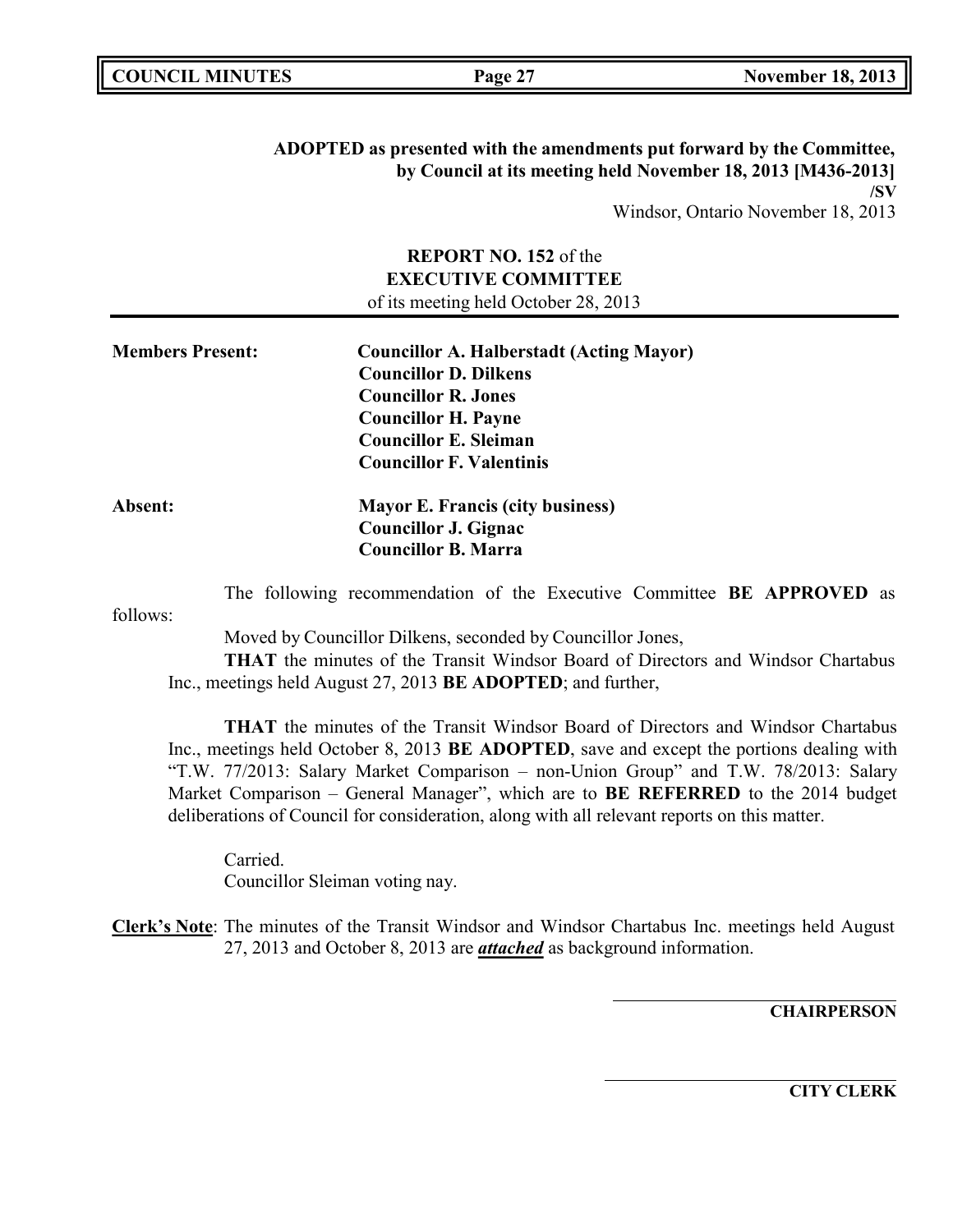**ADOPTED as presented with the amendments put forward by the Committee, by Council at its meeting held November 18, 2013 [M436-2013]**
**/SV**
Windsor, Ontario November 18, 2013

**REPORT NO. 152** of the
**EXECUTIVE COMMITTEE**
of its meeting held October 28, 2013

**Members Present:**

**Councillor A. Halberstadt (Acting Mayor)**
**Councillor D. Dilkens**
**Councillor R. Jones**
**Councillor H. Payne**
**Councillor E. Sleiman**
**Councillor F. Valentinis**

**Absent:**

**Mayor E. Francis (city business)**
**Councillor J. Gignac**
**Councillor B. Marra**

The following recommendation of the Executive Committee **BE APPROVED** as follows:

Moved by Councillor Dilkens, seconded by Councillor Jones,

**THAT** the minutes of the Transit Windsor Board of Directors and Windsor Chartabus Inc., meetings held August 27, 2013 **BE ADOPTED**; and further,

**THAT** the minutes of the Transit Windsor Board of Directors and Windsor Chartabus Inc., meetings held October 8, 2013 **BE ADOPTED**, save and except the portions dealing with "T.W. 77/2013: Salary Market Comparison – non-Union Group" and T.W. 78/2013: Salary Market Comparison – General Manager", which are to **BE REFERRED** to the 2014 budget deliberations of Council for consideration, along with all relevant reports on this matter.

Carried.
Councillor Sleiman voting nay.

**Clerk's Note**: The minutes of the Transit Windsor and Windsor Chartabus Inc. meetings held August 27, 2013 and October 8, 2013 are ***attached*** as background information.

**CHAIRPERSON**

**CITY CLERK**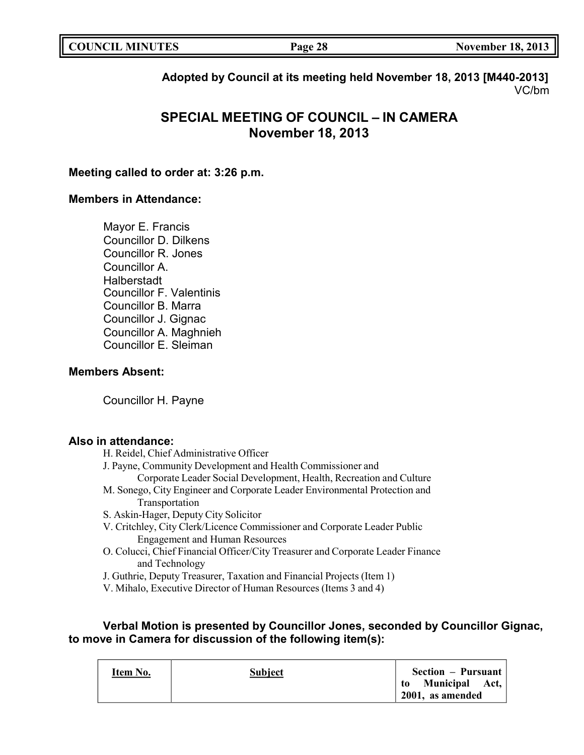**Adopted by Council at its meeting held November 18, 2013 [M440-2013]**
VC/bm

# SPECIAL MEETING OF COUNCIL – IN CAMERA
# November 18, 2013

**Meeting called to order at: 3:26 p.m.**

**Members in Attendance:**

Mayor E. Francis
Councillor D. Dilkens
Councillor R. Jones
Councillor A. Halberstadt
Councillor F. Valentinis
Councillor B. Marra
Councillor J. Gignac
Councillor A. Maghnieh
Councillor E. Sleiman

**Members Absent:**

Councillor H. Payne

**Also in attendance:**

H. Reidel, Chief Administrative Officer
J. Payne, Community Development and Health Commissioner and Corporate Leader Social Development, Health, Recreation and Culture
M. Sonego, City Engineer and Corporate Leader Environmental Protection and Transportation
S. Askin-Hager, Deputy City Solicitor
V. Critchley, City Clerk/Licence Commissioner and Corporate Leader Public Engagement and Human Resources
O. Colucci, Chief Financial Officer/City Treasurer and Corporate Leader Finance and Technology
J. Guthrie, Deputy Treasurer, Taxation and Financial Projects (Item 1)
V. Mihalo, Executive Director of Human Resources (Items 3 and 4)

**Verbal Motion is presented by Councillor Jones, seconded by Councillor Gignac, to move in Camera for discussion of the following item(s):**

| Item No. | Subject | Section – Pursuant to Municipal Act, 2001, as amended |
|---|---|---|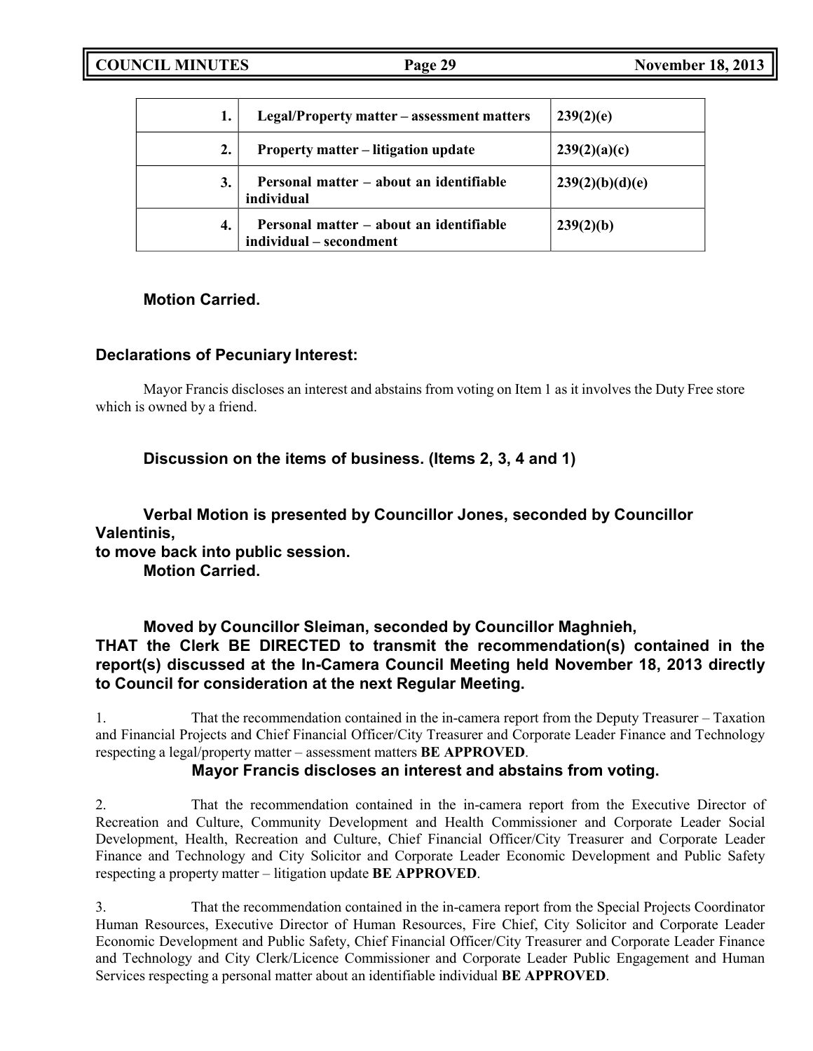| 1. | Legal/Property matter – assessment matters | 239(2)(e) |
|---|---|---|
| 2. | Property matter – litigation update | 239(2)(a)(c) |
| 3. | Personal matter – about an identifiable individual | 239(2)(b)(d)(e) |
| 4. | Personal matter – about an identifiable individual – secondment | 239(2)(b) |

**Motion Carried.**

**Declarations of Pecuniary Interest:**

Mayor Francis discloses an interest and abstains from voting on Item 1 as it involves the Duty Free store which is owned by a friend.

**Discussion on the items of business. (Items 2, 3, 4 and 1)**

**Verbal Motion is presented by Councillor Jones, seconded by Councillor Valentinis, to move back into public session.**
**Motion Carried.**

**Moved by Councillor Sleiman, seconded by Councillor Maghnieh,**
**THAT the Clerk BE DIRECTED to transmit the recommendation(s) contained in the report(s) discussed at the In-Camera Council Meeting held November 18, 2013 directly to Council for consideration at the next Regular Meeting.**

1. That the recommendation contained in the in-camera report from the Deputy Treasurer – Taxation and Financial Projects and Chief Financial Officer/City Treasurer and Corporate Leader Finance and Technology respecting a legal/property matter – assessment matters **BE APPROVED**.
**Mayor Francis discloses an interest and abstains from voting.**

2. That the recommendation contained in the in-camera report from the Executive Director of Recreation and Culture, Community Development and Health Commissioner and Corporate Leader Social Development, Health, Recreation and Culture, Chief Financial Officer/City Treasurer and Corporate Leader Finance and Technology and City Solicitor and Corporate Leader Economic Development and Public Safety respecting a property matter – litigation update **BE APPROVED**.

3. That the recommendation contained in the in-camera report from the Special Projects Coordinator Human Resources, Executive Director of Human Resources, Fire Chief, City Solicitor and Corporate Leader Economic Development and Public Safety, Chief Financial Officer/City Treasurer and Corporate Leader Finance and Technology and City Clerk/Licence Commissioner and Corporate Leader Public Engagement and Human Services respecting a personal matter about an identifiable individual **BE APPROVED**.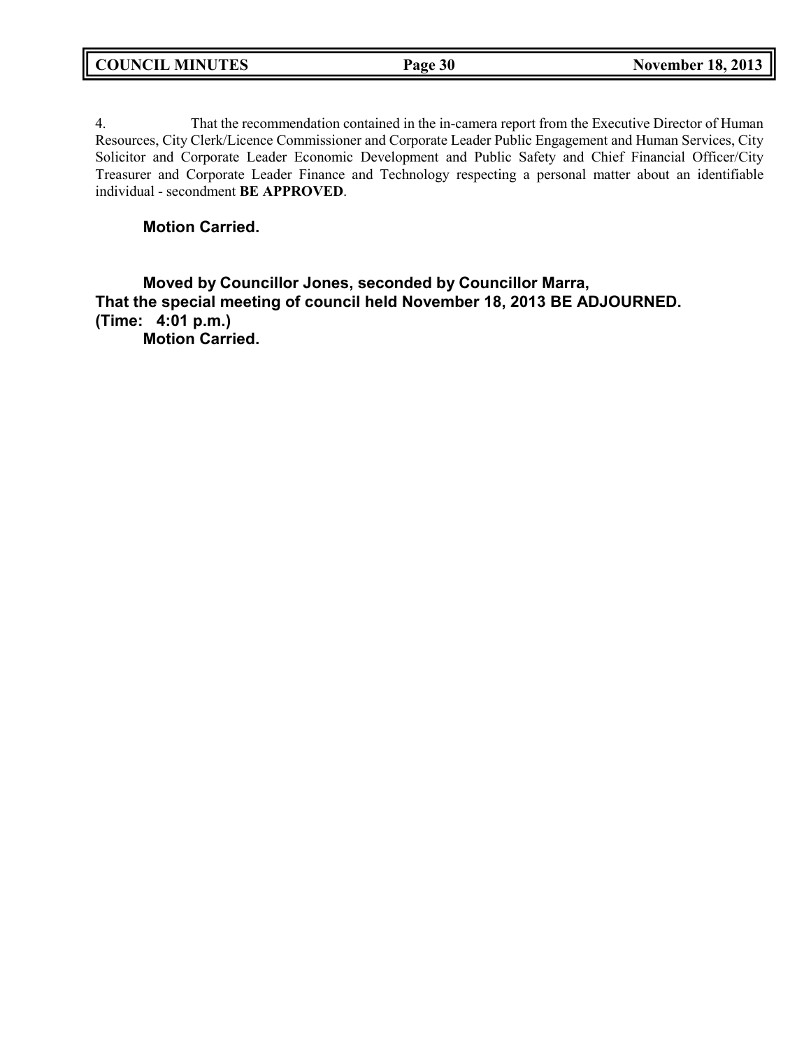4. That the recommendation contained in the in-camera report from the Executive Director of Human Resources, City Clerk/Licence Commissioner and Corporate Leader Public Engagement and Human Services, City Solicitor and Corporate Leader Economic Development and Public Safety and Chief Financial Officer/City Treasurer and Corporate Leader Finance and Technology respecting a personal matter about an identifiable individual - secondment **BE APPROVED**.

**Motion Carried.**

**Moved by Councillor Jones, seconded by Councillor Marra,**
**That the special meeting of council held November 18, 2013 BE ADJOURNED.**
**(Time: 4:01 p.m.)**
**Motion Carried.**